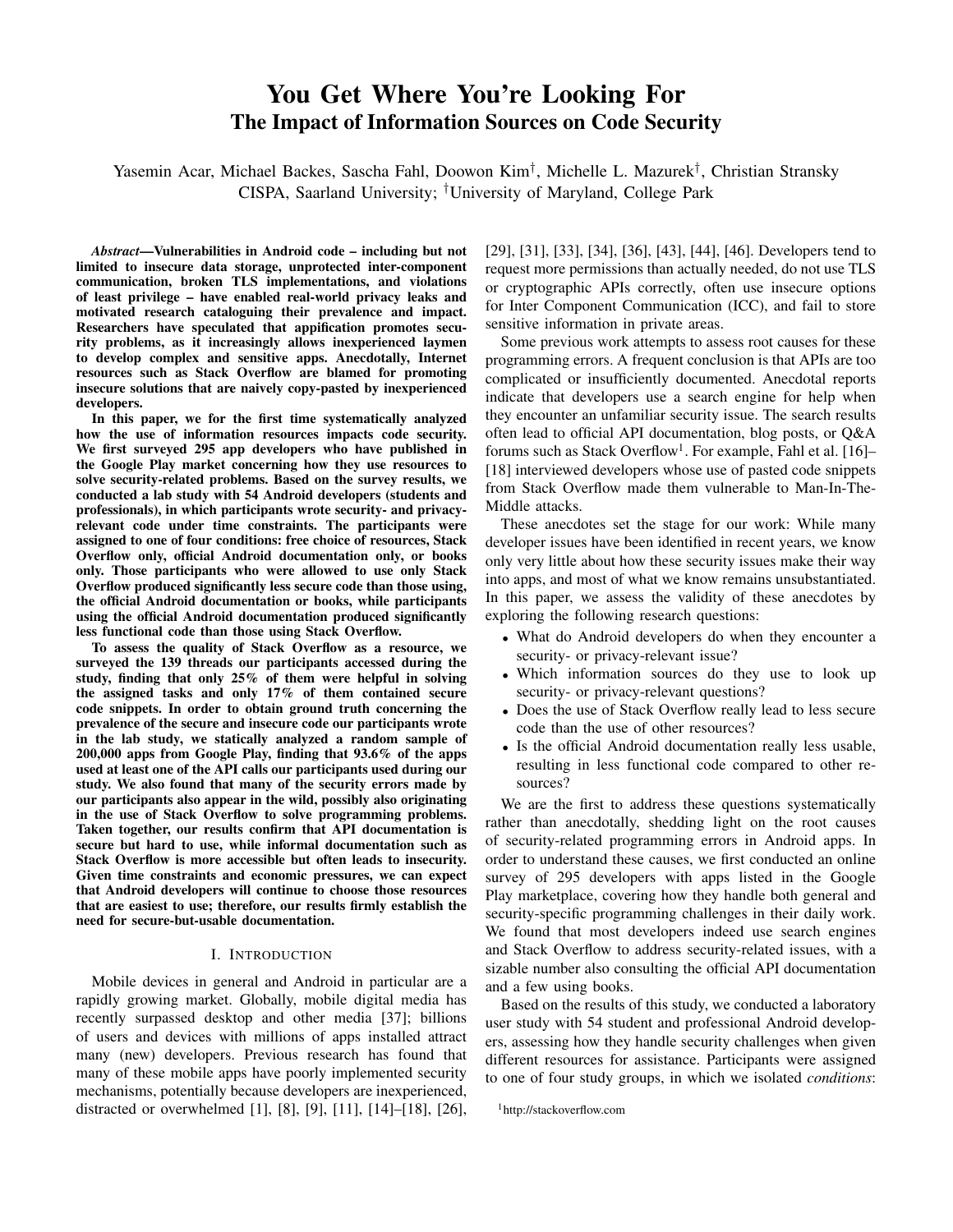# You Get Where You're Looking For
## The Impact of Information Sources on Code Security

Yasemin Acar, Michael Backes, Sascha Fahl, Doowon Kim[†], Michelle L. Mazurek[†], Christian Stransky
CISPA, Saarland University; [†]University of Maryland, College Park

***Abstract*—Vulnerabilities in Android code – including but not limited to insecure data storage, unprotected inter-component communication, broken TLS implementations, and violations of least privilege – have enabled real-world privacy leaks and motivated research cataloguing their prevalence and impact. Researchers have speculated that appification promotes security problems, as it increasingly allows inexperienced laymen to develop complex and sensitive apps. Anecdotally, Internet resources such as Stack Overflow are blamed for promoting insecure solutions that are naively copy-pasted by inexperienced developers.**

**In this paper, we for the first time systematically analyzed how the use of information resources impacts code security. We first surveyed 295 app developers who have published in the Google Play market concerning how they use resources to solve security-related problems. Based on the survey results, we conducted a lab study with 54 Android developers (students and professionals), in which participants wrote security- and privacy-relevant code under time constraints. The participants were assigned to one of four conditions: free choice of resources, Stack Overflow only, official Android documentation only, or books only. Those participants who were allowed to use only Stack Overflow produced significantly less secure code than those using, the official Android documentation or books, while participants using the official Android documentation produced significantly less functional code than those using Stack Overflow.**

**To assess the quality of Stack Overflow as a resource, we surveyed the 139 threads our participants accessed during the study, finding that only 25% of them were helpful in solving the assigned tasks and only 17% of them contained secure code snippets. In order to obtain ground truth concerning the prevalence of the secure and insecure code our participants wrote in the lab study, we statically analyzed a random sample of 200,000 apps from Google Play, finding that 93.6% of the apps used at least one of the API calls our participants used during our study. We also found that many of the security errors made by our participants also appear in the wild, possibly also originating in the use of Stack Overflow to solve programming problems. Taken together, our results confirm that API documentation is secure but hard to use, while informal documentation such as Stack Overflow is more accessible but often leads to insecurity. Given time constraints and economic pressures, we can expect that Android developers will continue to choose those resources that are easiest to use; therefore, our results firmly establish the need for secure-but-usable documentation.**

## I. Introduction

Mobile devices in general and Android in particular are a rapidly growing market. Globally, mobile digital media has recently surpassed desktop and other media [37]; billions of users and devices with millions of apps installed attract many (new) developers. Previous research has found that many of these mobile apps have poorly implemented security mechanisms, potentially because developers are inexperienced, distracted or overwhelmed [1], [8], [9], [11], [14]–[18], [26], [29], [31], [33], [34], [36], [43], [44], [46]. Developers tend to request more permissions than actually needed, do not use TLS or cryptographic APIs correctly, often use insecure options for Inter Component Communication (ICC), and fail to store sensitive information in private areas.

Some previous work attempts to assess root causes for these programming errors. A frequent conclusion is that APIs are too complicated or insufficiently documented. Anecdotal reports indicate that developers use a search engine for help when they encounter an unfamiliar security issue. The search results often lead to official API documentation, blog posts, or Q&A forums such as Stack Overflow[1]. For example, Fahl et al. [16]–[18] interviewed developers whose use of pasted code snippets from Stack Overflow made them vulnerable to Man-In-The-Middle attacks.

These anecdotes set the stage for our work: While many developer issues have been identified in recent years, we know only very little about how these security issues make their way into apps, and most of what we know remains unsubstantiated. In this paper, we assess the validity of these anecdotes by exploring the following research questions:

- What do Android developers do when they encounter a security- or privacy-relevant issue?
- Which information sources do they use to look up security- or privacy-relevant questions?
- Does the use of Stack Overflow really lead to less secure code than the use of other resources?
- Is the official Android documentation really less usable, resulting in less functional code compared to other resources?

We are the first to address these questions systematically rather than anecdotally, shedding light on the root causes of security-related programming errors in Android apps. In order to understand these causes, we first conducted an online survey of 295 developers with apps listed in the Google Play marketplace, covering how they handle both general and security-specific programming challenges in their daily work. We found that most developers indeed use search engines and Stack Overflow to address security-related issues, with a sizable number also consulting the official API documentation and a few using books.

Based on the results of this study, we conducted a laboratory user study with 54 student and professional Android developers, assessing how they handle security challenges when given different resources for assistance. Participants were assigned to one of four study groups, in which we isolated *conditions*:

[1]http://stackoverflow.com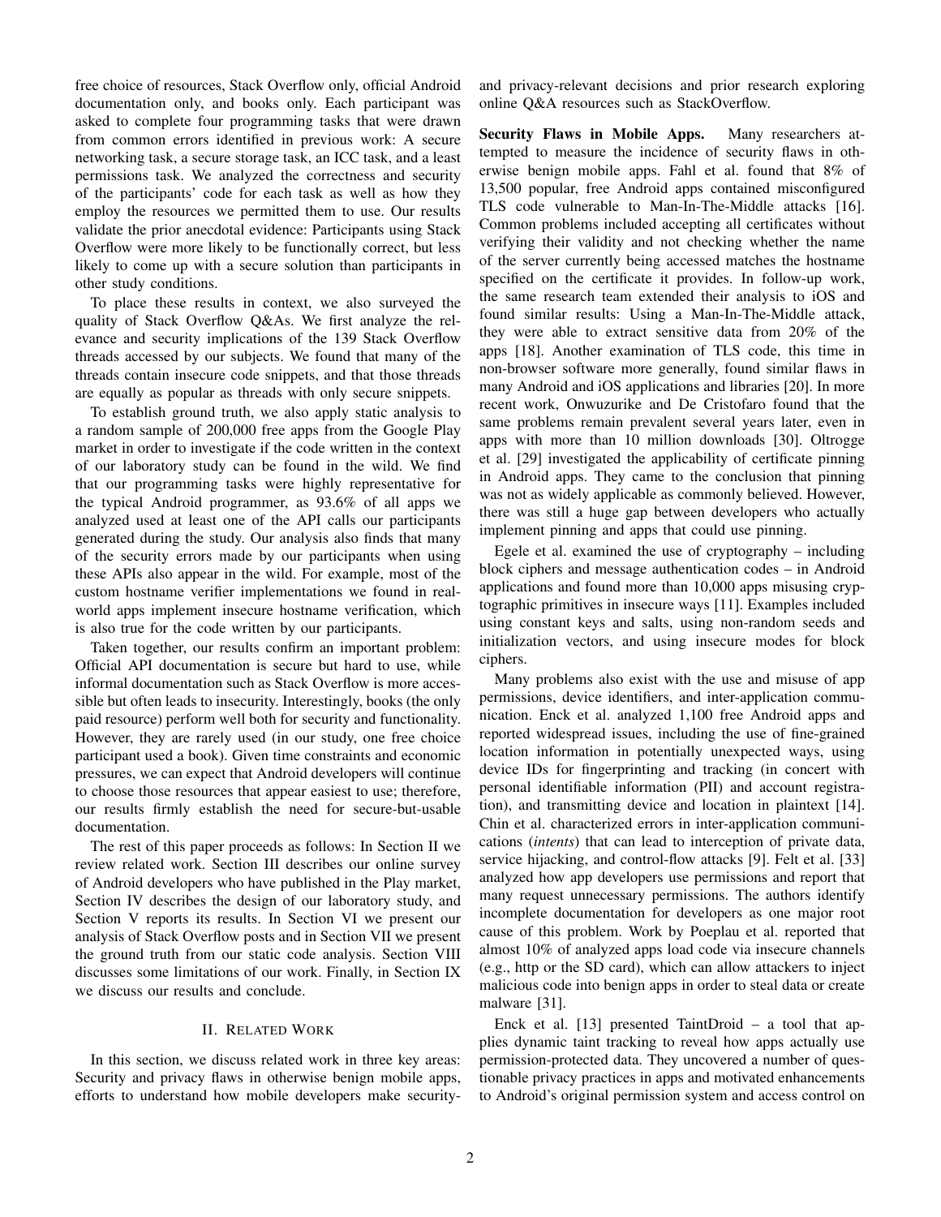free choice of resources, Stack Overflow only, official Android documentation only, and books only. Each participant was asked to complete four programming tasks that were drawn from common errors identified in previous work: A secure networking task, a secure storage task, an ICC task, and a least permissions task. We analyzed the correctness and security of the participants' code for each task as well as how they employ the resources we permitted them to use. Our results validate the prior anecdotal evidence: Participants using Stack Overflow were more likely to be functionally correct, but less likely to come up with a secure solution than participants in other study conditions.

To place these results in context, we also surveyed the quality of Stack Overflow Q&As. We first analyze the relevance and security implications of the 139 Stack Overflow threads accessed by our subjects. We found that many of the threads contain insecure code snippets, and that those threads are equally as popular as threads with only secure snippets.

To establish ground truth, we also apply static analysis to a random sample of 200,000 free apps from the Google Play market in order to investigate if the code written in the context of our laboratory study can be found in the wild. We find that our programming tasks were highly representative for the typical Android programmer, as 93.6% of all apps we analyzed used at least one of the API calls our participants generated during the study. Our analysis also finds that many of the security errors made by our participants when using these APIs also appear in the wild. For example, most of the custom hostname verifier implementations we found in real-world apps implement insecure hostname verification, which is also true for the code written by our participants.

Taken together, our results confirm an important problem: Official API documentation is secure but hard to use, while informal documentation such as Stack Overflow is more accessible but often leads to insecurity. Interestingly, books (the only paid resource) perform well both for security and functionality. However, they are rarely used (in our study, one free choice participant used a book). Given time constraints and economic pressures, we can expect that Android developers will continue to choose those resources that appear easiest to use; therefore, our results firmly establish the need for secure-but-usable documentation.

The rest of this paper proceeds as follows: In Section II we review related work. Section III describes our online survey of Android developers who have published in the Play market, Section IV describes the design of our laboratory study, and Section V reports its results. In Section VI we present our analysis of Stack Overflow posts and in Section VII we present the ground truth from our static code analysis. Section VIII discusses some limitations of our work. Finally, in Section IX we discuss our results and conclude.

## II. Related Work

In this section, we discuss related work in three key areas: Security and privacy flaws in otherwise benign mobile apps, efforts to understand how mobile developers make security- and privacy-relevant decisions and prior research exploring online Q&A resources such as StackOverflow.

**Security Flaws in Mobile Apps.** Many researchers attempted to measure the incidence of security flaws in otherwise benign mobile apps. Fahl et al. found that 8% of 13,500 popular, free Android apps contained misconfigured TLS code vulnerable to Man-In-The-Middle attacks [16]. Common problems included accepting all certificates without verifying their validity and not checking whether the name of the server currently being accessed matches the hostname specified on the certificate it provides. In follow-up work, the same research team extended their analysis to iOS and found similar results: Using a Man-In-The-Middle attack, they were able to extract sensitive data from 20% of the apps [18]. Another examination of TLS code, this time in non-browser software more generally, found similar flaws in many Android and iOS applications and libraries [20]. In more recent work, Onwuzurike and De Cristofaro found that the same problems remain prevalent several years later, even in apps with more than 10 million downloads [30]. Oltrogge et al. [29] investigated the applicability of certificate pinning in Android apps. They came to the conclusion that pinning was not as widely applicable as commonly believed. However, there was still a huge gap between developers who actually implement pinning and apps that could use pinning.

Egele et al. examined the use of cryptography – including block ciphers and message authentication codes – in Android applications and found more than 10,000 apps misusing cryptographic primitives in insecure ways [11]. Examples included using constant keys and salts, using non-random seeds and initialization vectors, and using insecure modes for block ciphers.

Many problems also exist with the use and misuse of app permissions, device identifiers, and inter-application communication. Enck et al. analyzed 1,100 free Android apps and reported widespread issues, including the use of fine-grained location information in potentially unexpected ways, using device IDs for fingerprinting and tracking (in concert with personal identifiable information (PII) and account registration), and transmitting device and location in plaintext [14]. Chin et al. characterized errors in inter-application communications (*intents*) that can lead to interception of private data, service hijacking, and control-flow attacks [9]. Felt et al. [33] analyzed how app developers use permissions and report that many request unnecessary permissions. The authors identify incomplete documentation for developers as one major root cause of this problem. Work by Poeplau et al. reported that almost 10% of analyzed apps load code via insecure channels (e.g., http or the SD card), which can allow attackers to inject malicious code into benign apps in order to steal data or create malware [31].

Enck et al. [13] presented TaintDroid – a tool that applies dynamic taint tracking to reveal how apps actually use permission-protected data. They uncovered a number of questionable privacy practices in apps and motivated enhancements to Android's original permission system and access control on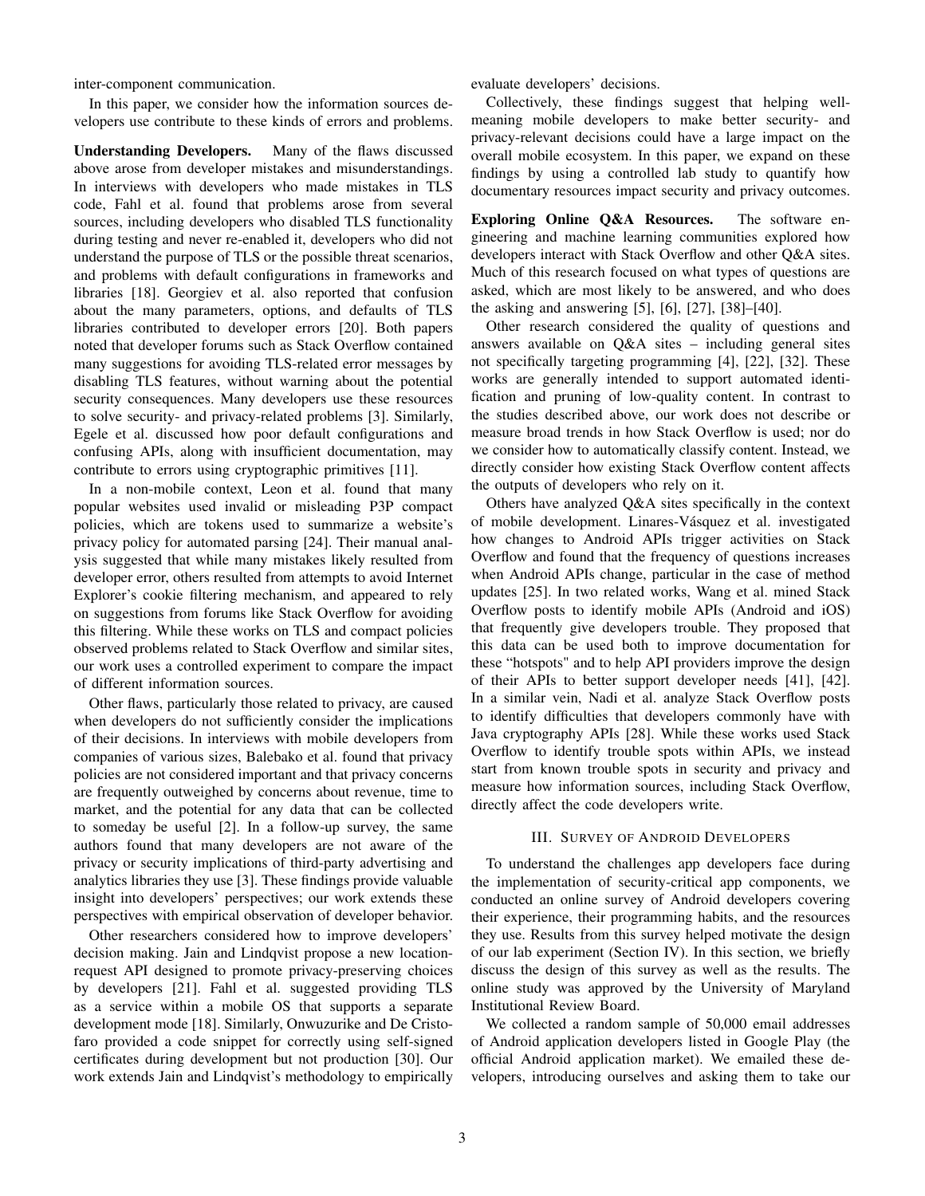inter-component communication.

In this paper, we consider how the information sources developers use contribute to these kinds of errors and problems.

**Understanding Developers.** Many of the flaws discussed above arose from developer mistakes and misunderstandings. In interviews with developers who made mistakes in TLS code, Fahl et al. found that problems arose from several sources, including developers who disabled TLS functionality during testing and never re-enabled it, developers who did not understand the purpose of TLS or the possible threat scenarios, and problems with default configurations in frameworks and libraries [18]. Georgiev et al. also reported that confusion about the many parameters, options, and defaults of TLS libraries contributed to developer errors [20]. Both papers noted that developer forums such as Stack Overflow contained many suggestions for avoiding TLS-related error messages by disabling TLS features, without warning about the potential security consequences. Many developers use these resources to solve security- and privacy-related problems [3]. Similarly, Egele et al. discussed how poor default configurations and confusing APIs, along with insufficient documentation, may contribute to errors using cryptographic primitives [11].

In a non-mobile context, Leon et al. found that many popular websites used invalid or misleading P3P compact policies, which are tokens used to summarize a website's privacy policy for automated parsing [24]. Their manual analysis suggested that while many mistakes likely resulted from developer error, others resulted from attempts to avoid Internet Explorer's cookie filtering mechanism, and appeared to rely on suggestions from forums like Stack Overflow for avoiding this filtering. While these works on TLS and compact policies observed problems related to Stack Overflow and similar sites, our work uses a controlled experiment to compare the impact of different information sources.

Other flaws, particularly those related to privacy, are caused when developers do not sufficiently consider the implications of their decisions. In interviews with mobile developers from companies of various sizes, Balebako et al. found that privacy policies are not considered important and that privacy concerns are frequently outweighed by concerns about revenue, time to market, and the potential for any data that can be collected to someday be useful [2]. In a follow-up survey, the same authors found that many developers are not aware of the privacy or security implications of third-party advertising and analytics libraries they use [3]. These findings provide valuable insight into developers' perspectives; our work extends these perspectives with empirical observation of developer behavior.

Other researchers considered how to improve developers' decision making. Jain and Lindqvist propose a new location-request API designed to promote privacy-preserving choices by developers [21]. Fahl et al. suggested providing TLS as a service within a mobile OS that supports a separate development mode [18]. Similarly, Onwuzurike and De Cristofaro provided a code snippet for correctly using self-signed certificates during development but not production [30]. Our work extends Jain and Lindqvist's methodology to empirically evaluate developers' decisions.

Collectively, these findings suggest that helping well-meaning mobile developers to make better security- and privacy-relevant decisions could have a large impact on the overall mobile ecosystem. In this paper, we expand on these findings by using a controlled lab study to quantify how documentary resources impact security and privacy outcomes.

**Exploring Online Q&A Resources.** The software engineering and machine learning communities explored how developers interact with Stack Overflow and other Q&A sites. Much of this research focused on what types of questions are asked, which are most likely to be answered, and who does the asking and answering [5], [6], [27], [38]–[40].

Other research considered the quality of questions and answers available on Q&A sites – including general sites not specifically targeting programming [4], [22], [32]. These works are generally intended to support automated identification and pruning of low-quality content. In contrast to the studies described above, our work does not describe or measure broad trends in how Stack Overflow is used; nor do we consider how to automatically classify content. Instead, we directly consider how existing Stack Overflow content affects the outputs of developers who rely on it.

Others have analyzed Q&A sites specifically in the context of mobile development. Linares-Vásquez et al. investigated how changes to Android APIs trigger activities on Stack Overflow and found that the frequency of questions increases when Android APIs change, particular in the case of method updates [25]. In two related works, Wang et al. mined Stack Overflow posts to identify mobile APIs (Android and iOS) that frequently give developers trouble. They proposed that this data can be used both to improve documentation for these "hotspots" and to help API providers improve the design of their APIs to better support developer needs [41], [42]. In a similar vein, Nadi et al. analyze Stack Overflow posts to identify difficulties that developers commonly have with Java cryptography APIs [28]. While these works used Stack Overflow to identify trouble spots within APIs, we instead start from known trouble spots in security and privacy and measure how information sources, including Stack Overflow, directly affect the code developers write.

## III. Survey of Android Developers

To understand the challenges app developers face during the implementation of security-critical app components, we conducted an online survey of Android developers covering their experience, their programming habits, and the resources they use. Results from this survey helped motivate the design of our lab experiment (Section IV). In this section, we briefly discuss the design of this survey as well as the results. The online study was approved by the University of Maryland Institutional Review Board.

We collected a random sample of 50,000 email addresses of Android application developers listed in Google Play (the official Android application market). We emailed these developers, introducing ourselves and asking them to take our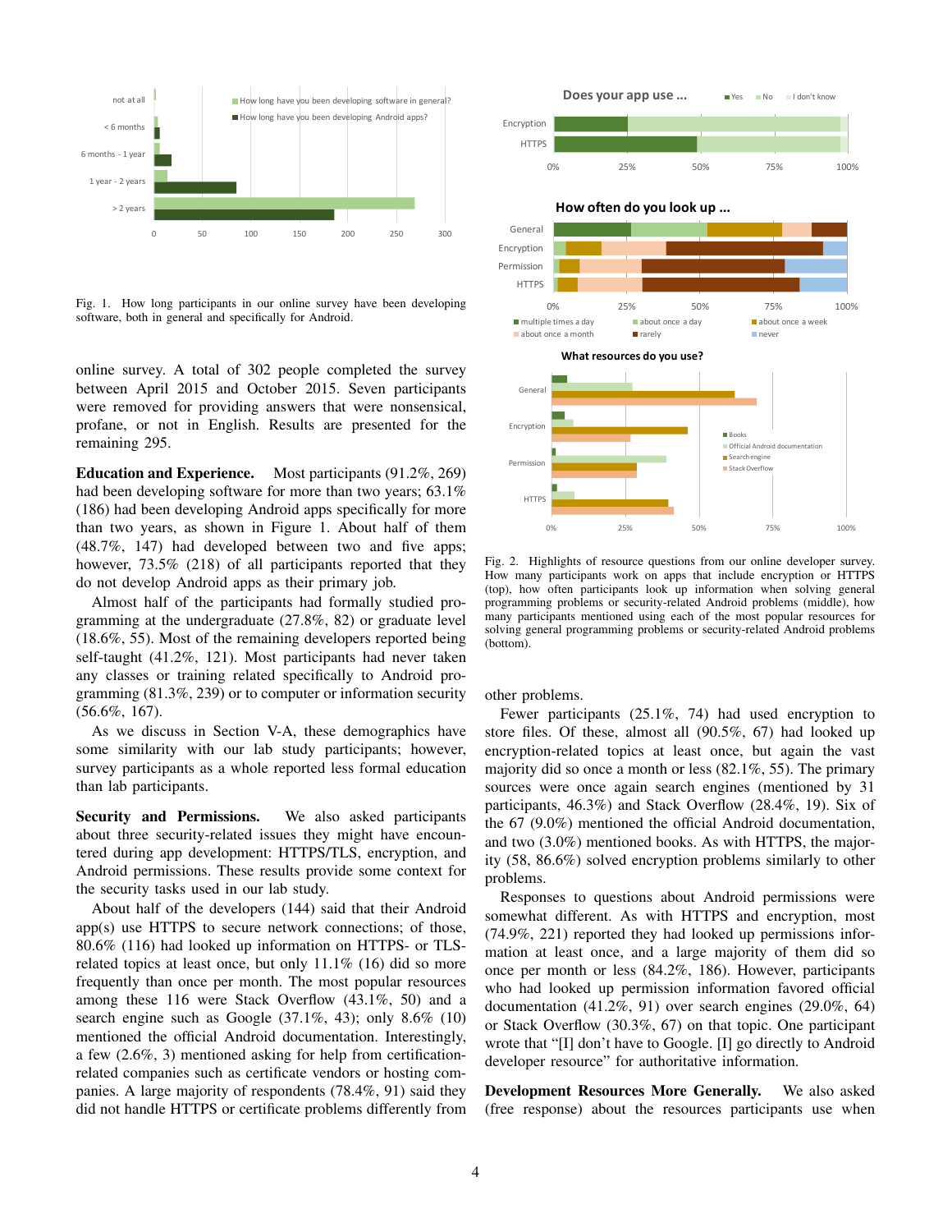not at all
< 6 months
6 months - 1 year
1 year - 2 years
> 2 years
0 50 100 150 200 250 300
How long have you been developing software in general?
How long have you been developing Android apps?

Fig. 1. How long participants in our online survey have been developing software, both in general and specifically for Android.

online survey. A total of 302 people completed the survey between April 2015 and October 2015. Seven participants were removed for providing answers that were nonsensical, profane, or not in English. Results are presented for the remaining 295.

**Education and Experience.** Most participants (91.2%, 269) had been developing software for more than two years; 63.1% (186) had been developing Android apps specifically for more than two years, as shown in Figure 1. About half of them (48.7%, 147) had developed between two and five apps; however, 73.5% (218) of all participants reported that they do not develop Android apps as their primary job.

Almost half of the participants had formally studied programming at the undergraduate (27.8%, 82) or graduate level (18.6%, 55). Most of the remaining developers reported being self-taught (41.2%, 121). Most participants had never taken any classes or training related specifically to Android programming (81.3%, 239) or to computer or information security (56.6%, 167).

As we discuss in Section V-A, these demographics have some similarity with our lab study participants; however, survey participants as a whole reported less formal education than lab participants.

**Security and Permissions.** We also asked participants about three security-related issues they might have encountered during app development: HTTPS/TLS, encryption, and Android permissions. These results provide some context for the security tasks used in our lab study.

About half of the developers (144) said that their Android app(s) use HTTPS to secure network connections; of those, 80.6% (116) had looked up information on HTTPS- or TLS-related topics at least once, but only 11.1% (16) did so more frequently than once per month. The most popular resources among these 116 were Stack Overflow (43.1%, 50) and a search engine such as Google (37.1%, 43); only 8.6% (10) mentioned the official Android documentation. Interestingly, a few (2.6%, 3) mentioned asking for help from certification-related companies such as certificate vendors or hosting companies. A large majority of respondents (78.4%, 91) said they did not handle HTTPS or certificate problems differently from other problems.

Does your app use ...
Yes No I don't know
Encryption
HTTPS
0% 25% 50% 75% 100%

How often do you look up ...
General
Encryption
Permission
HTTPS
0% 25% 50% 75% 100%
multiple times a day
about once a day
about once a week
about once a month
rarely
never

What resources do you use?
General
Encryption
Permission
HTTPS
Books
Official Android documentation
Search engine
Stack Overflow
0% 25% 50% 75% 100%

Fig. 2. Highlights of resource questions from our online developer survey. How many participants work on apps that include encryption or HTTPS (top), how often participants look up information when solving general programming problems or security-related Android problems (middle), how many participants mentioned using each of the most popular resources for solving general programming problems or security-related Android problems (bottom).

Fewer participants (25.1%, 74) had used encryption to store files. Of these, almost all (90.5%, 67) had looked up encryption-related topics at least once, but again the vast majority did so once a month or less (82.1%, 55). The primary sources were once again search engines (mentioned by 31 participants, 46.3%) and Stack Overflow (28.4%, 19). Six of the 67 (9.0%) mentioned the official Android documentation, and two (3.0%) mentioned books. As with HTTPS, the majority (58, 86.6%) solved encryption problems similarly to other problems.

Responses to questions about Android permissions were somewhat different. As with HTTPS and encryption, most (74.9%, 221) reported they had looked up permissions information at least once, and a large majority of them did so once per month or less (84.2%, 186). However, participants who had looked up permission information favored official documentation (41.2%, 91) over search engines (29.0%, 64) or Stack Overflow (30.3%, 67) on that topic. One participant wrote that "[I] don't have to Google. [I] go directly to Android developer resource" for authoritative information.

**Development Resources More Generally.** We also asked (free response) about the resources participants use when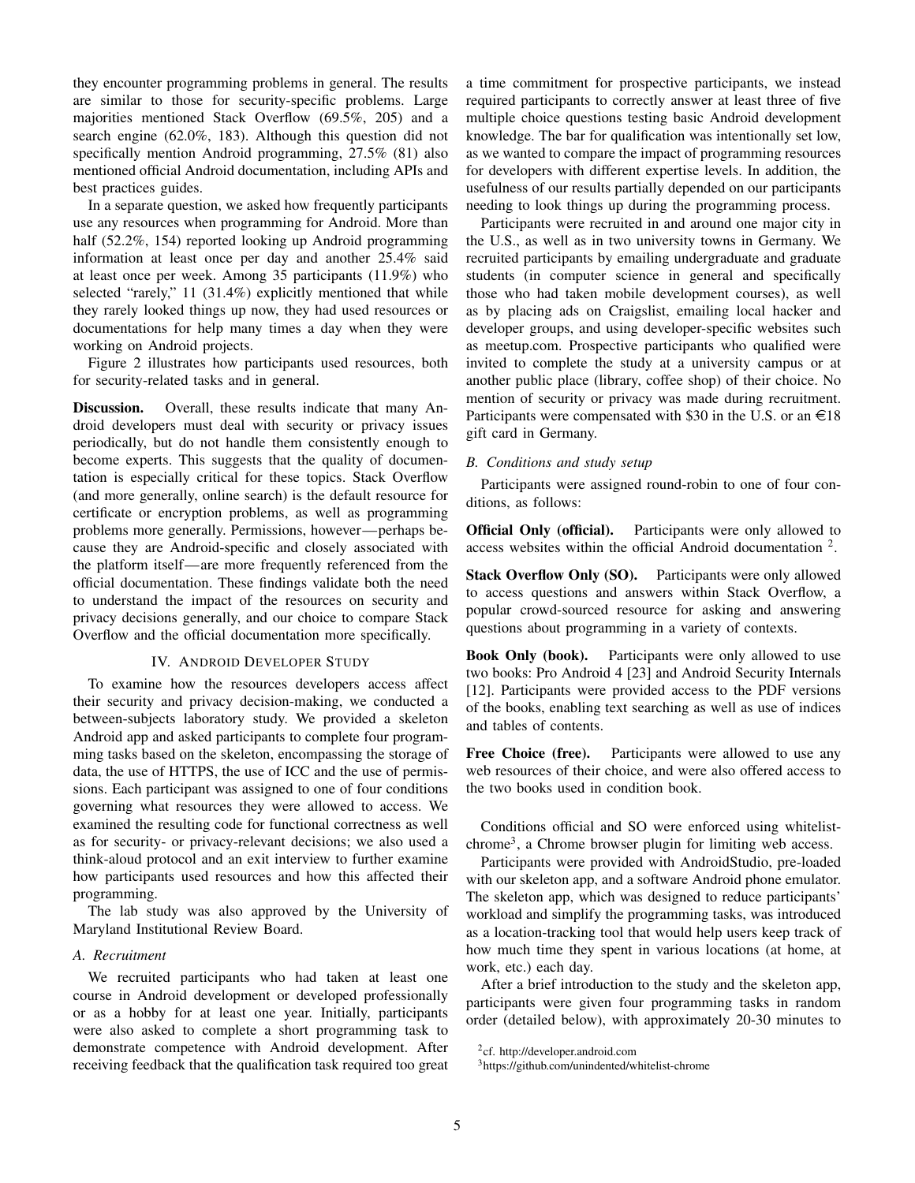they encounter programming problems in general. The results are similar to those for security-specific problems. Large majorities mentioned Stack Overflow (69.5%, 205) and a search engine (62.0%, 183). Although this question did not specifically mention Android programming, 27.5% (81) also mentioned official Android documentation, including APIs and best practices guides.

In a separate question, we asked how frequently participants use any resources when programming for Android. More than half (52.2%, 154) reported looking up Android programming information at least once per day and another 25.4% said at least once per week. Among 35 participants (11.9%) who selected "rarely," 11 (31.4%) explicitly mentioned that while they rarely looked things up now, they had used resources or documentations for help many times a day when they were working on Android projects.

Figure 2 illustrates how participants used resources, both for security-related tasks and in general.

**Discussion.** Overall, these results indicate that many Android developers must deal with security or privacy issues periodically, but do not handle them consistently enough to become experts. This suggests that the quality of documentation is especially critical for these topics. Stack Overflow (and more generally, online search) is the default resource for certificate or encryption problems, as well as programming problems more generally. Permissions, however—perhaps because they are Android-specific and closely associated with the platform itself—are more frequently referenced from the official documentation. These findings validate both the need to understand the impact of the resources on security and privacy decisions generally, and our choice to compare Stack Overflow and the official documentation more specifically.

## IV. Android Developer Study

To examine how the resources developers access affect their security and privacy decision-making, we conducted a between-subjects laboratory study. We provided a skeleton Android app and asked participants to complete four programming tasks based on the skeleton, encompassing the storage of data, the use of HTTPS, the use of ICC and the use of permissions. Each participant was assigned to one of four conditions governing what resources they were allowed to access. We examined the resulting code for functional correctness as well as for security- or privacy-relevant decisions; we also used a think-aloud protocol and an exit interview to further examine how participants used resources and how this affected their programming.

The lab study was also approved by the University of Maryland Institutional Review Board.

### A. Recruitment

We recruited participants who had taken at least one course in Android development or developed professionally or as a hobby for at least one year. Initially, participants were also asked to complete a short programming task to demonstrate competence with Android development. After receiving feedback that the qualification task required too great a time commitment for prospective participants, we instead required participants to correctly answer at least three of five multiple choice questions testing basic Android development knowledge. The bar for qualification was intentionally set low, as we wanted to compare the impact of programming resources for developers with different expertise levels. In addition, the usefulness of our results partially depended on our participants needing to look things up during the programming process.

Participants were recruited in and around one major city in the U.S., as well as in two university towns in Germany. We recruited participants by emailing undergraduate and graduate students (in computer science in general and specifically those who had taken mobile development courses), as well as by placing ads on Craigslist, emailing local hacker and developer groups, and using developer-specific websites such as meetup.com. Prospective participants who qualified were invited to complete the study at a university campus or at another public place (library, coffee shop) of their choice. No mention of security or privacy was made during recruitment. Participants were compensated with \$30 in the U.S. or an €18 gift card in Germany.

### B. Conditions and study setup

Participants were assigned round-robin to one of four conditions, as follows:

**Official Only (official).** Participants were only allowed to access websites within the official Android documentation [2].

**Stack Overflow Only (SO).** Participants were only allowed to access questions and answers within Stack Overflow, a popular crowd-sourced resource for asking and answering questions about programming in a variety of contexts.

**Book Only (book).** Participants were only allowed to use two books: Pro Android 4 [23] and Android Security Internals [12]. Participants were provided access to the PDF versions of the books, enabling text searching as well as use of indices and tables of contents.

**Free Choice (free).** Participants were allowed to use any web resources of their choice, and were also offered access to the two books used in condition book.

Conditions official and SO were enforced using whitelist-chrome[3], a Chrome browser plugin for limiting web access.

Participants were provided with AndroidStudio, pre-loaded with our skeleton app, and a software Android phone emulator. The skeleton app, which was designed to reduce participants' workload and simplify the programming tasks, was introduced as a location-tracking tool that would help users keep track of how much time they spent in various locations (at home, at work, etc.) each day.

After a brief introduction to the study and the skeleton app, participants were given four programming tasks in random order (detailed below), with approximately 20-30 minutes to

[2] cf. http://developer.android.com

[3] https://github.com/unindented/whitelist-chrome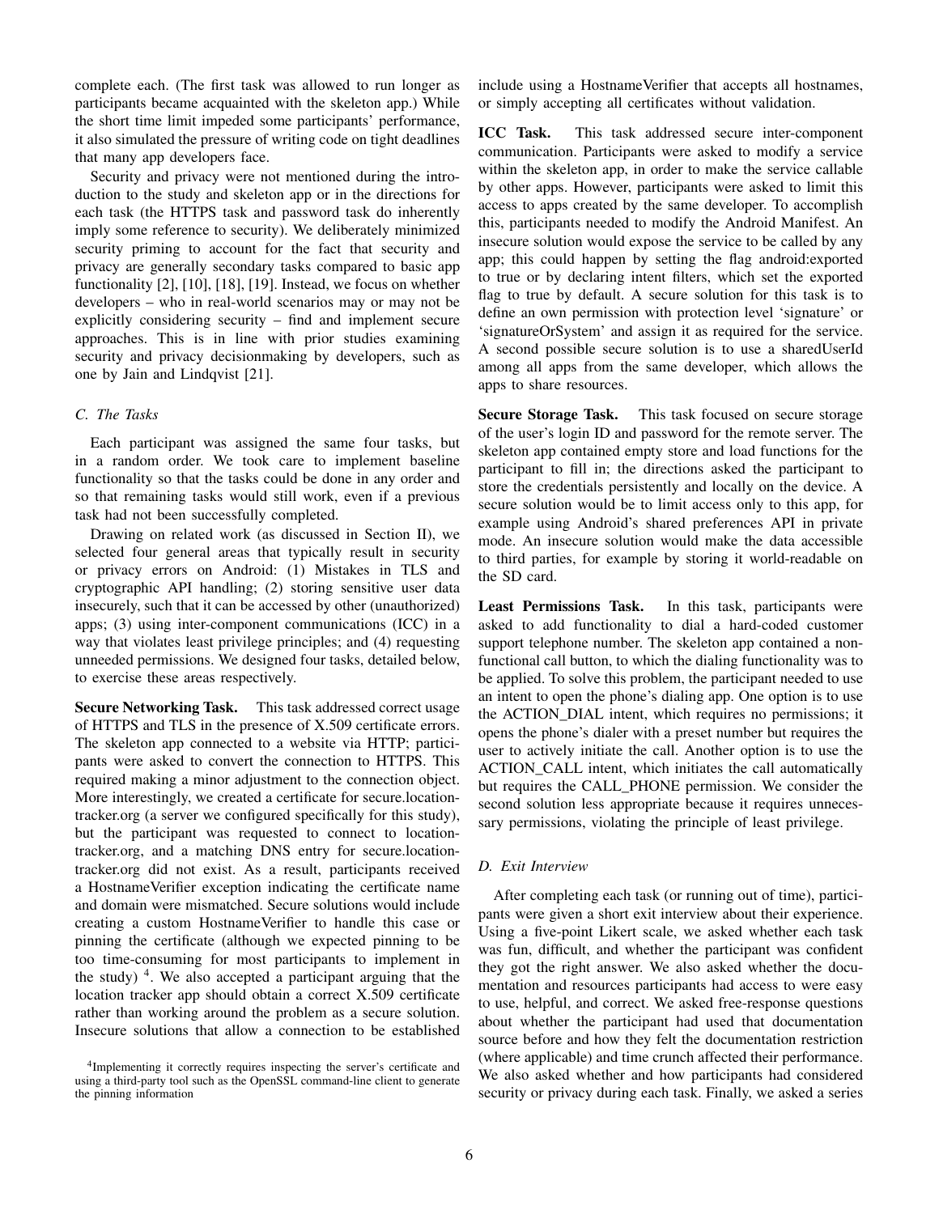complete each. (The first task was allowed to run longer as participants became acquainted with the skeleton app.) While the short time limit impeded some participants' performance, it also simulated the pressure of writing code on tight deadlines that many app developers face.

Security and privacy were not mentioned during the introduction to the study and skeleton app or in the directions for each task (the HTTPS task and password task do inherently imply some reference to security). We deliberately minimized security priming to account for the fact that security and privacy are generally secondary tasks compared to basic app functionality [2], [10], [18], [19]. Instead, we focus on whether developers – who in real-world scenarios may or may not be explicitly considering security – find and implement secure approaches. This is in line with prior studies examining security and privacy decisionmaking by developers, such as one by Jain and Lindqvist [21].

### C. The Tasks

Each participant was assigned the same four tasks, but in a random order. We took care to implement baseline functionality so that the tasks could be done in any order and so that remaining tasks would still work, even if a previous task had not been successfully completed.

Drawing on related work (as discussed in Section II), we selected four general areas that typically result in security or privacy errors on Android: (1) Mistakes in TLS and cryptographic API handling; (2) storing sensitive user data insecurely, such that it can be accessed by other (unauthorized) apps; (3) using inter-component communications (ICC) in a way that violates least privilege principles; and (4) requesting unneeded permissions. We designed four tasks, detailed below, to exercise these areas respectively.

**Secure Networking Task.** This task addressed correct usage of HTTPS and TLS in the presence of X.509 certificate errors. The skeleton app connected to a website via HTTP; participants were asked to convert the connection to HTTPS. This required making a minor adjustment to the connection object. More interestingly, we created a certificate for secure.location-tracker.org (a server we configured specifically for this study), but the participant was requested to connect to location-tracker.org, and a matching DNS entry for secure.location-tracker.org did not exist. As a result, participants received a HostnameVerifier exception indicating the certificate name and domain were mismatched. Secure solutions would include creating a custom HostnameVerifier to handle this case or pinning the certificate (although we expected pinning to be too time-consuming for most participants to implement in the study) [4]. We also accepted a participant arguing that the location tracker app should obtain a correct X.509 certificate rather than working around the problem as a secure solution. Insecure solutions that allow a connection to be established include using a HostnameVerifier that accepts all hostnames, or simply accepting all certificates without validation.

**ICC Task.** This task addressed secure inter-component communication. Participants were asked to modify a service within the skeleton app, in order to make the service callable by other apps. However, participants were asked to limit this access to apps created by the same developer. To accomplish this, participants needed to modify the Android Manifest. An insecure solution would expose the service to be called by any app; this could happen by setting the flag android:exported to true or by declaring intent filters, which set the exported flag to true by default. A secure solution for this task is to define an own permission with protection level 'signature' or 'signatureOrSystem' and assign it as required for the service. A second possible secure solution is to use a sharedUserId among all apps from the same developer, which allows the apps to share resources.

**Secure Storage Task.** This task focused on secure storage of the user's login ID and password for the remote server. The skeleton app contained empty store and load functions for the participant to fill in; the directions asked the participant to store the credentials persistently and locally on the device. A secure solution would be to limit access only to this app, for example using Android's shared preferences API in private mode. An insecure solution would make the data accessible to third parties, for example by storing it world-readable on the SD card.

**Least Permissions Task.** In this task, participants were asked to add functionality to dial a hard-coded customer support telephone number. The skeleton app contained a non-functional call button, to which the dialing functionality was to be applied. To solve this problem, the participant needed to use an intent to open the phone's dialing app. One option is to use the ACTION_DIAL intent, which requires no permissions; it opens the phone's dialer with a preset number but requires the user to actively initiate the call. Another option is to use the ACTION_CALL intent, which initiates the call automatically but requires the CALL_PHONE permission. We consider the second solution less appropriate because it requires unnecessary permissions, violating the principle of least privilege.

### D. Exit Interview

After completing each task (or running out of time), participants were given a short exit interview about their experience. Using a five-point Likert scale, we asked whether each task was fun, difficult, and whether the participant was confident they got the right answer. We also asked whether the documentation and resources participants had access to were easy to use, helpful, and correct. We asked free-response questions about whether the participant had used that documentation source before and how they felt the documentation restriction (where applicable) and time crunch affected their performance. We also asked whether and how participants had considered security or privacy during each task. Finally, we asked a series

[4] Implementing it correctly requires inspecting the server's certificate and using a third-party tool such as the OpenSSL command-line client to generate the pinning information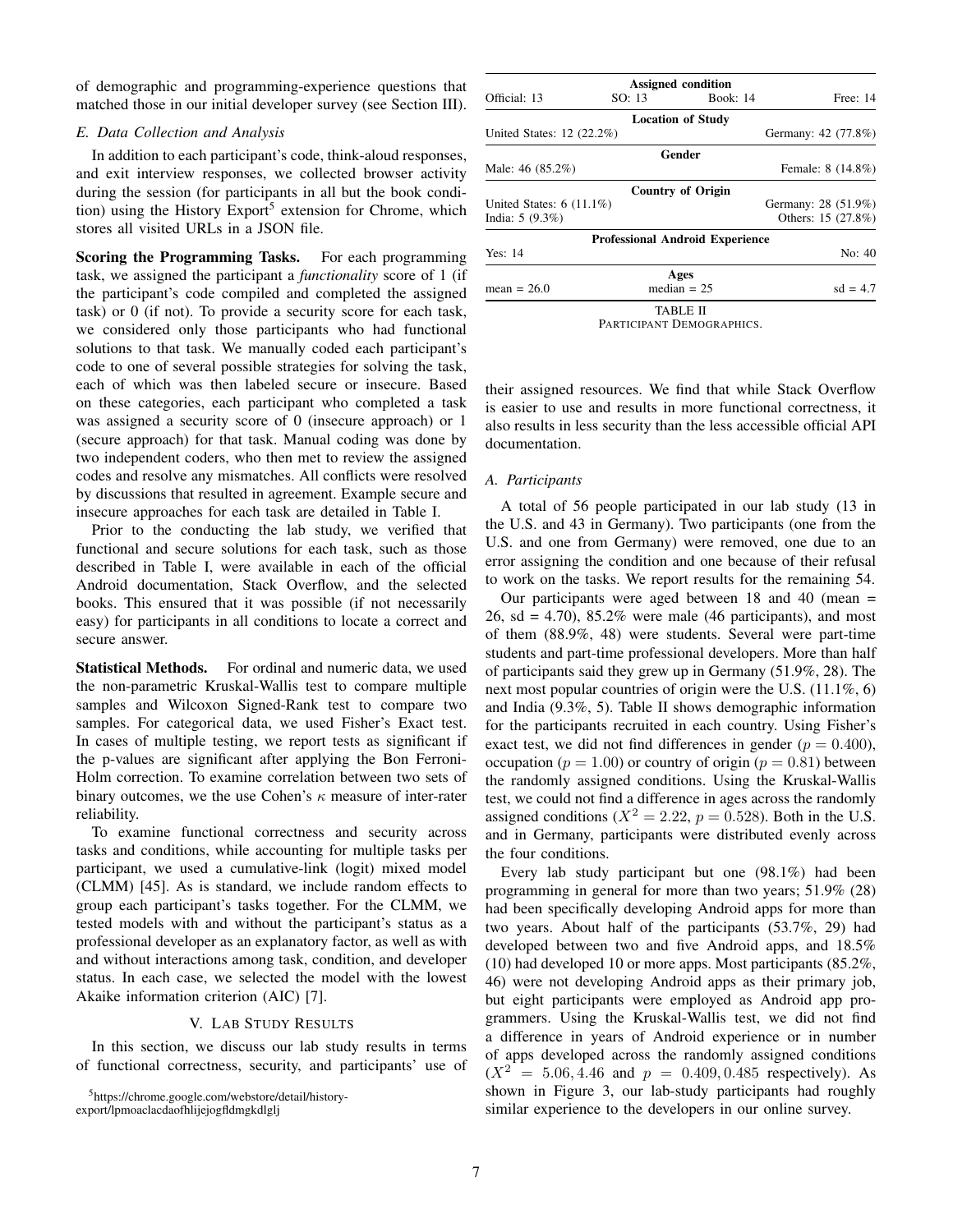of demographic and programming-experience questions that matched those in our initial developer survey (see Section III).

### E. Data Collection and Analysis

In addition to each participant's code, think-aloud responses, and exit interview responses, we collected browser activity during the session (for participants in all but the book condition) using the History Export[5] extension for Chrome, which stores all visited URLs in a JSON file.

**Scoring the Programming Tasks.** For each programming task, we assigned the participant a *functionality* score of 1 (if the participant's code compiled and completed the assigned task) or 0 (if not). To provide a security score for each task, we considered only those participants who had functional solutions to that task. We manually coded each participant's code to one of several possible strategies for solving the task, each of which was then labeled secure or insecure. Based on these categories, each participant who completed a task was assigned a security score of 0 (insecure approach) or 1 (secure approach) for that task. Manual coding was done by two independent coders, who then met to review the assigned codes and resolve any mismatches. All conflicts were resolved by discussions that resulted in agreement. Example secure and insecure approaches for each task are detailed in Table I.

Prior to the conducting the lab study, we verified that functional and secure solutions for each task, such as those described in Table I, were available in each of the official Android documentation, Stack Overflow, and the selected books. This ensured that it was possible (if not necessarily easy) for participants in all conditions to locate a correct and secure answer.

**Statistical Methods.** For ordinal and numeric data, we used the non-parametric Kruskal-Wallis test to compare multiple samples and Wilcoxon Signed-Rank test to compare two samples. For categorical data, we used Fisher's Exact test. In cases of multiple testing, we report tests as significant if the p-values are significant after applying the Bon Ferroni-Holm correction. To examine correlation between two sets of binary outcomes, we the use Cohen's $\kappa$ measure of inter-rater reliability.

To examine functional correctness and security across tasks and conditions, while accounting for multiple tasks per participant, we used a cumulative-link (logit) mixed model (CLMM) [45]. As is standard, we include random effects to group each participant's tasks together. For the CLMM, we tested models with and without the participant's status as a professional developer as an explanatory factor, as well as with and without interactions among task, condition, and developer status. In each case, we selected the model with the lowest Akaike information criterion (AIC) [7].

## V. Lab Study Results

In this section, we discuss our lab study results in terms of functional correctness, security, and participants' use of their assigned resources. We find that while Stack Overflow is easier to use and results in more functional correctness, it also results in less security than the less accessible official API documentation.

[5]https://chrome.google.com/webstore/detail/history-export/lpmoaclacdaofhlijejogfldmgkdlglj

| | | | |
|---|---|---|---|
| **Assigned condition** | | | |
| Official: 13 | SO: 13 | Book: 14 | Free: 14 |
| **Location of Study** | | | |
| United States: 12 (22.2%) | | | Germany: 42 (77.8%) |
| **Gender** | | | |
| Male: 46 (85.2%) | | | Female: 8 (14.8%) |
| **Country of Origin** | | | |
| United States: 6 (11.1%) | | | Germany: 28 (51.9%) |
| India: 5 (9.3%) | | | Others: 15 (27.8%) |
| **Professional Android Experience** | | | |
| Yes: 14 | | | No: 40 |
| **Ages** | | | |
| mean = 26.0 | median = 25 | | sd = 4.7 |

TABLE II
PARTICIPANT DEMOGRAPHICS.

### A. Participants

A total of 56 people participated in our lab study (13 in the U.S. and 43 in Germany). Two participants (one from the U.S. and one from Germany) were removed, one due to an error assigning the condition and one because of their refusal to work on the tasks. We report results for the remaining 54.

Our participants were aged between 18 and 40 (mean = 26, sd = 4.70), 85.2% were male (46 participants), and most of them (88.9%, 48) were students. Several were part-time students and part-time professional developers. More than half of participants said they grew up in Germany (51.9%, 28). The next most popular countries of origin were the U.S. (11.1%, 6) and India (9.3%, 5). Table II shows demographic information for the participants recruited in each country. Using Fisher's exact test, we did not find differences in gender ($p = 0.400$), occupation ($p = 1.00$) or country of origin ($p = 0.81$) between the randomly assigned conditions. Using the Kruskal-Wallis test, we could not find a difference in ages across the randomly assigned conditions ($X^2 = 2.22$, $p = 0.528$). Both in the U.S. and in Germany, participants were distributed evenly across the four conditions.

Every lab study participant but one (98.1%) had been programming in general for more than two years; 51.9% (28) had been specifically developing Android apps for more than two years. About half of the participants (53.7%, 29) had developed between two and five Android apps, and 18.5% (10) had developed 10 or more apps. Most participants (85.2%, 46) were not developing Android apps as their primary job, but eight participants were employed as Android app programmers. Using the Kruskal-Wallis test, we did not find a difference in years of Android experience or in number of apps developed across the randomly assigned conditions ($X^2 = 5.06, 4.46$ and $p = 0.409, 0.485$ respectively). As shown in Figure 3, our lab-study participants had roughly similar experience to the developers in our online survey.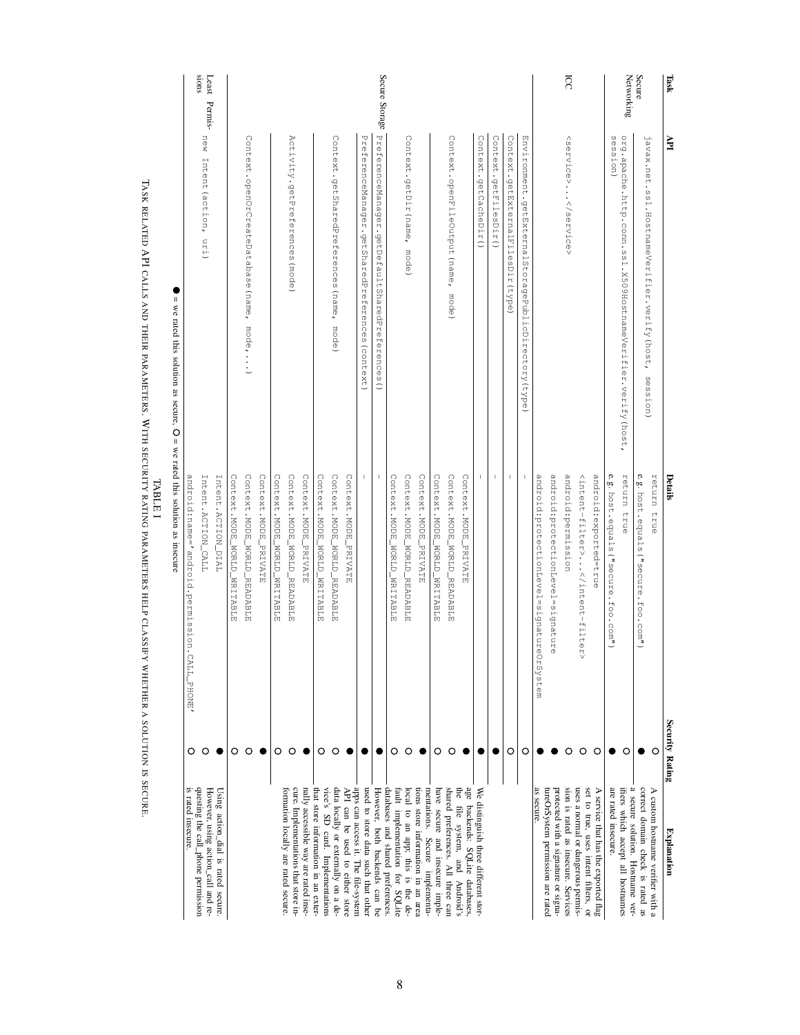| Task | API | Details | Security Rating | Explanation |
|---|---|---|---|---|
| Secure Networking | `javax.net.ssl.HostnameVerifier.verify(host, session)` | `return true` | ○ | A custom hostname verifier with a correct domain check is rated as a secure solution. Hostname verifiers which accept all hostnames are rated insecure. |
| | | e.g. `host.equals("secure.foo.com")` | ● | |
| | `org.apache.http.conn.ssl.X509HostnameVerifier.verify(host, session)` | `return true` | ○ | |
| | | e.g. `host.equals("secure.foo.com")` | ● | |
| ICC | `<service>...</service>` | `android:exported=true` | ○ | A service that has the exported flag set to true, uses intent filters, or uses a normal or dangerous permission is rated as insecure. Services protected with a signature or signatureOrSystem permission are rated as secure. |
| | | `<intent-filter>...</intent-filter>` | ○ | |
| | | `android:permission` | ○ | |
| | | `android:protectionLevel=signature` | ● | |
| | | `android:protectionLevel=signatureOrSystem` | ● | |
| Secure Storage | `Environment.getExternalStoragePublicDirectory(type)` | – | ○ | We distinguish three different storage backends: SQLite databases, the file system, and Android's shared preferences. All three can have secure and insecure implementations. Secure implementations store information in an area local to an app: this is the default implementation for SQLite databases and shared preferences. However, both backends can be used to store data such that other apps can access it. The file-system API can be used to either store data locally or externally on a device's SD card. Implementations that store information in an externally accessible way are rated insecure. Implementations that store information locally are rated secure. |
| | `Context.getExternalFilesDir(type)` | – | ○ | |
| | `Context.getFilesDir()` | – | ● | |
| | `Context.getCacheDir()` | – | ● | |
| | `Context.openFileOutput(name, mode)` | `Context.MODE_PRIVATE` | ● | |
| | | `Context.MODE_WORLD_READABLE` | ○ | |
| | | `Context.MODE_WORLD_WRITABLE` | ○ | |
| | `Context.getDir(name, mode)` | `Context.MODE_PRIVATE` | ● | |
| | | `Context.MODE_WORLD_READABLE` | ○ | |
| | | `Context.MODE_WORLD_WRITABLE` | ○ | |
| | `PreferenceManager.getDefaultSharedPreferences()` | – | ● | |
| | `PreferenceManager.getSharedPreferences(context)` | – | ● | |
| | `Context.getSharedPreferences(name, mode)` | `Context.MODE_PRIVATE` | ● | |
| | | `Context.MODE_WORLD_READABLE` | ○ | |
| | | `Context.MODE_WORLD_WRITABLE` | ○ | |
| | `Activity.getPreferences(mode)` | `Context.MODE_PRIVATE` | ● | |
| | | `Context.MODE_WORLD_READABLE` | ○ | |
| | | `Context.MODE_WORLD_WRITABLE` | ○ | |
| | `Context.openOrCreateDatabase(name, mode, ...)` | `Context.MODE_PRIVATE` | ● | |
| | | `Context.MODE_WORLD_READABLE` | ○ | |
| | | `Context.MODE_WORLD_WRITABLE` | ○ | |
| Least Permissions | `new Intent(action, uri)` | `Intent.ACTION_DIAL` | ● | Using action_dial is rated secure. However, using action_call and requesting the call_phone permission is rated insecure. |
| | | `Intent.ACTION_CALL` | ○ | |
| | | `android:name='android.permission.CALL_PHONE'` | ○ | |

● = we rated this solution as secure. ○ = we rated this solution as insecure

TABLE I

TASK RELATED API CALLS AND THEIR PARAMETERS. WITH SECURITY RATING PARAMETERS HELP CLASSIFY WHETHER A SOLUTION IS SECURE.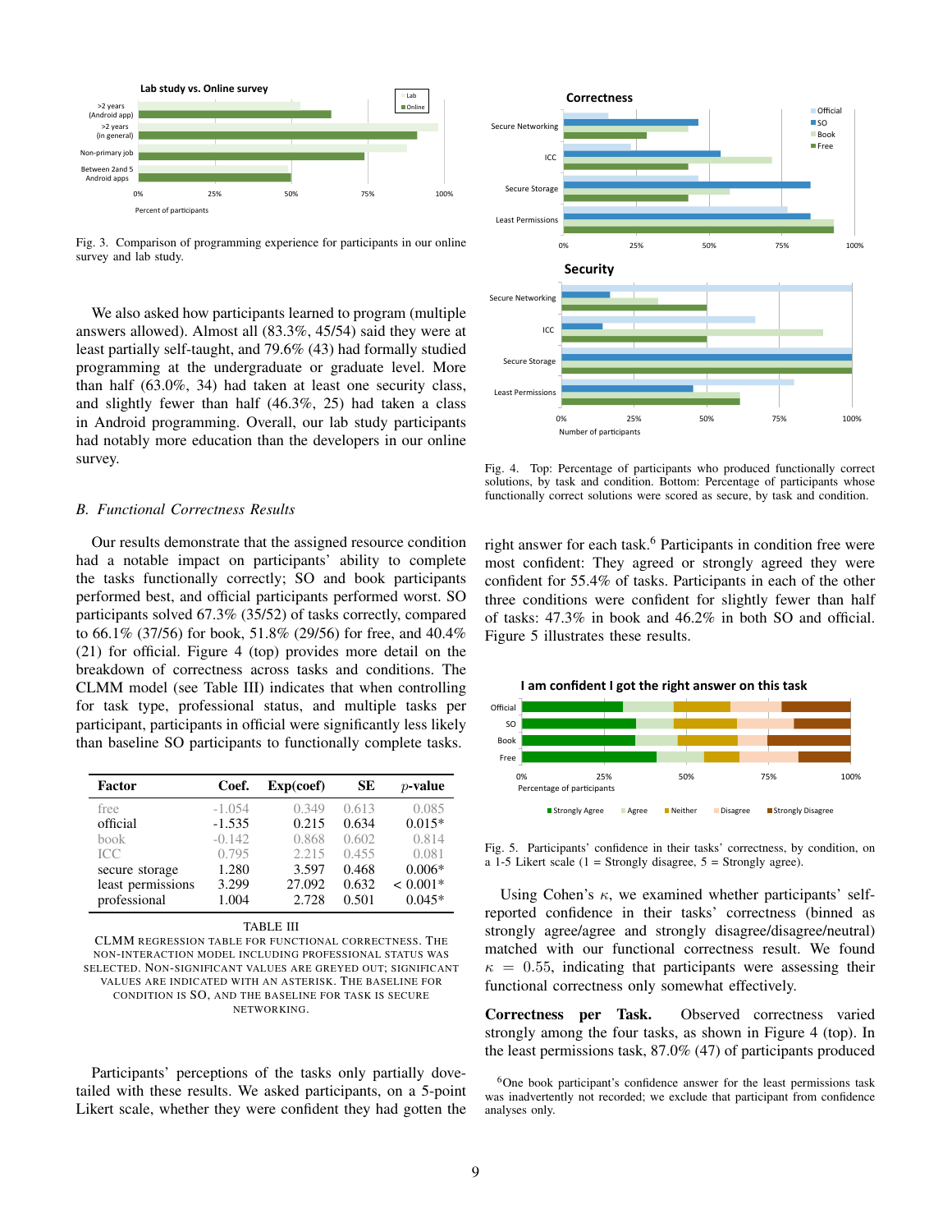Lab study vs. Online survey

>2 years (Android app)
>2 years (in general)
Non-primary job
Between 2and 5 Android apps

Lab
Online

0%
25%
50%
75%
100%

Percent of participants

Fig. 3. Comparison of programming experience for participants in our online survey and lab study.

We also asked how participants learned to program (multiple answers allowed). Almost all (83.3%, 45/54) said they were at least partially self-taught, and 79.6% (43) had formally studied programming at the undergraduate or graduate level. More than half (63.0%, 34) had taken at least one security class, and slightly fewer than half (46.3%, 25) had taken a class in Android programming. Overall, our lab study participants had notably more education than the developers in our online survey.

## *B. Functional Correctness Results*

Our results demonstrate that the assigned resource condition had a notable impact on participants' ability to complete the tasks functionally correctly; SO and book participants performed best, and official participants performed worst. SO participants solved 67.3% (35/52) of tasks correctly, compared to 66.1% (37/56) for book, 51.8% (29/56) for free, and 40.4% (21) for official. Figure 4 (top) provides more detail on the breakdown of correctness across tasks and conditions. The CLMM model (see Table III) indicates that when controlling for task type, professional status, and multiple tasks per participant, participants in official were significantly less likely than baseline SO participants to functionally complete tasks.

| Factor | Coef. | Exp(coef) | SE | $p$-value |
|---|---|---|---|---|
| free | -1.054 | 0.349 | 0.613 | 0.085 |
| official | -1.535 | 0.215 | 0.634 | 0.015* |
| book | -0.142 | 0.868 | 0.602 | 0.814 |
| ICC | 0.795 | 2.215 | 0.455 | 0.081 |
| secure storage | 1.280 | 3.597 | 0.468 | 0.006* |
| least permissions | 3.299 | 27.092 | 0.632 | < 0.001* |
| professional | 1.004 | 2.728 | 0.501 | 0.045* |

TABLE III
CLMM REGRESSION TABLE FOR FUNCTIONAL CORRECTNESS. THE NON-INTERACTION MODEL INCLUDING PROFESSIONAL STATUS WAS SELECTED. NON-SIGNIFICANT VALUES ARE GREYED OUT; SIGNIFICANT VALUES ARE INDICATED WITH AN ASTERISK. THE BASELINE FOR CONDITION IS SO, AND THE BASELINE FOR TASK IS SECURE NETWORKING.

Participants' perceptions of the tasks only partially dovetailed with these results. We asked participants, on a 5-point Likert scale, whether they were confident they had gotten the right answer for each task.[6] Participants in condition free were most confident: They agreed or strongly agreed they were confident for 55.4% of tasks. Participants in each of the other three conditions were confident for slightly fewer than half of tasks: 47.3% in book and 46.2% in both SO and official. Figure 5 illustrates these results.

Correctness

Secure Networking
ICC
Secure Storage
Least Permissions

Official
SO
Book
Free

0%
25%
50%
75%
100%

Security

Secure Networking
ICC
Secure Storage
Least Permissions

0%
25%
50%
75%
100%

Number of participants

Fig. 4. Top: Percentage of participants who produced functionally correct solutions, by task and condition. Bottom: Percentage of participants whose functionally correct solutions were scored as secure, by task and condition.

I am confident I got the right answer on this task

Official
SO
Book
Free

0%
25%
50%
75%
100%

Percentage of participants

Strongly Agree
Agree
Neither
Disagree
Strongly Disagree

Fig. 5. Participants' confidence in their tasks' correctness, by condition, on a 1-5 Likert scale (1 = Strongly disagree, 5 = Strongly agree).

Using Cohen's $\kappa$, we examined whether participants' self-reported confidence in their tasks' correctness (binned as strongly agree/agree and strongly disagree/disagree/neutral) matched with our functional correctness result. We found $\kappa = 0.55$, indicating that participants were assessing their functional correctness only somewhat effectively.

**Correctness per Task.** Observed correctness varied strongly among the four tasks, as shown in Figure 4 (top). In the least permissions task, 87.0% (47) of participants produced

[6] One book participant's confidence answer for the least permissions task was inadvertently not recorded; we exclude that participant from confidence analyses only.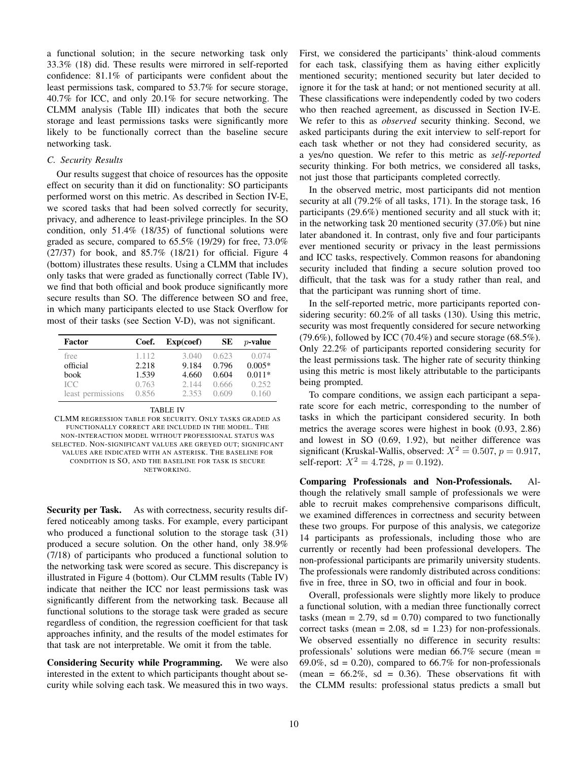a functional solution; in the secure networking task only 33.3% (18) did. These results were mirrored in self-reported confidence: 81.1% of participants were confident about the least permissions task, compared to 53.7% for secure storage, 40.7% for ICC, and only 20.1% for secure networking. The CLMM analysis (Table III) indicates that both the secure storage and least permissions tasks were significantly more likely to be functionally correct than the baseline secure networking task.

### C. Security Results

Our results suggest that choice of resources has the opposite effect on security than it did on functionality: SO participants performed worst on this metric. As described in Section IV-E, we scored tasks that had been solved correctly for security, privacy, and adherence to least-privilege principles. In the SO condition, only 51.4% (18/35) of functional solutions were graded as secure, compared to 65.5% (19/29) for free, 73.0% (27/37) for book, and 85.7% (18/21) for official. Figure 4 (bottom) illustrates these results. Using a CLMM that includes only tasks that were graded as functionally correct (Table IV), we find that both official and book produce significantly more secure results than SO. The difference between SO and free, in which many participants elected to use Stack Overflow for most of their tasks (see Section V-D), was not significant.

| Factor | Coef. | Exp(coef) | SE | $p$-value |
|---|---|---|---|---|
| free | 1.112 | 3.040 | 0.623 | 0.074 |
| official | 2.218 | 9.184 | 0.796 | 0.005* |
| book | 1.539 | 4.660 | 0.604 | 0.011* |
| ICC | 0.763 | 2.144 | 0.666 | 0.252 |
| least permissions | 0.856 | 2.353 | 0.609 | 0.160 |

TABLE IV

CLMM REGRESSION TABLE FOR SECURITY. ONLY TASKS GRADED AS FUNCTIONALLY CORRECT ARE INCLUDED IN THE MODEL. THE NON-INTERACTION MODEL WITHOUT PROFESSIONAL STATUS WAS SELECTED. NON-SIGNIFICANT VALUES ARE GREYED OUT; SIGNIFICANT VALUES ARE INDICATED WITH AN ASTERISK. THE BASELINE FOR CONDITION IS SO, AND THE BASELINE FOR TASK IS SECURE NETWORKING.

**Security per Task.** As with correctness, security results differed noticeably among tasks. For example, every participant who produced a functional solution to the storage task (31) produced a secure solution. On the other hand, only 38.9% (7/18) of participants who produced a functional solution to the networking task were scored as secure. This discrepancy is illustrated in Figure 4 (bottom). Our CLMM results (Table IV) indicate that neither the ICC nor least permissions task was significantly different from the networking task. Because all functional solutions to the storage task were graded as secure regardless of condition, the regression coefficient for that task approaches infinity, and the results of the model estimates for that task are not interpretable. We omit it from the table.

**Considering Security while Programming.** We were also interested in the extent to which participants thought about security while solving each task. We measured this in two ways. First, we considered the participants' think-aloud comments for each task, classifying them as having either explicitly mentioned security; mentioned security but later decided to ignore it for the task at hand; or not mentioned security at all. These classifications were independently coded by two coders who then reached agreement, as discussed in Section IV-E. We refer to this as *observed* security thinking. Second, we asked participants during the exit interview to self-report for each task whether or not they had considered security, as a yes/no question. We refer to this metric as *self-reported* security thinking. For both metrics, we considered all tasks, not just those that participants completed correctly.

In the observed metric, most participants did not mention security at all (79.2% of all tasks, 171). In the storage task, 16 participants (29.6%) mentioned security and all stuck with it; in the networking task 20 mentioned security (37.0%) but nine later abandoned it. In contrast, only five and four participants ever mentioned security or privacy in the least permissions and ICC tasks, respectively. Common reasons for abandoning security included that finding a secure solution proved too difficult, that the task was for a study rather than real, and that the participant was running short of time.

In the self-reported metric, more participants reported considering security: 60.2% of all tasks (130). Using this metric, security was most frequently considered for secure networking (79.6%), followed by ICC (70.4%) and secure storage (68.5%). Only 22.2% of participants reported considering security for the least permissions task. The higher rate of security thinking using this metric is most likely attributable to the participants being prompted.

To compare conditions, we assign each participant a separate score for each metric, corresponding to the number of tasks in which the participant considered security. In both metrics the average scores were highest in book (0.93, 2.86) and lowest in SO (0.69, 1.92), but neither difference was significant (Kruskal-Wallis, observed: $X^2 = 0.507$, $p = 0.917$, self-report: $X^2 = 4.728$, $p = 0.192$).

**Comparing Professionals and Non-Professionals.** Although the relatively small sample of professionals we were able to recruit makes comprehensive comparisons difficult, we examined differences in correctness and security between these two groups. For purpose of this analysis, we categorize 14 participants as professionals, including those who are currently or recently had been professional developers. The non-professional participants are primarily university students. The professionals were randomly distributed across conditions: five in free, three in SO, two in official and four in book.

Overall, professionals were slightly more likely to produce a functional solution, with a median three functionally correct tasks (mean = 2.79, sd = 0.70) compared to two functionally correct tasks (mean = 2.08, sd = 1.23) for non-professionals. We observed essentially no difference in security results: professionals' solutions were median 66.7% secure (mean = 69.0%, sd = 0.20), compared to 66.7% for non-professionals (mean = 66.2%, sd = 0.36). These observations fit with the CLMM results: professional status predicts a small but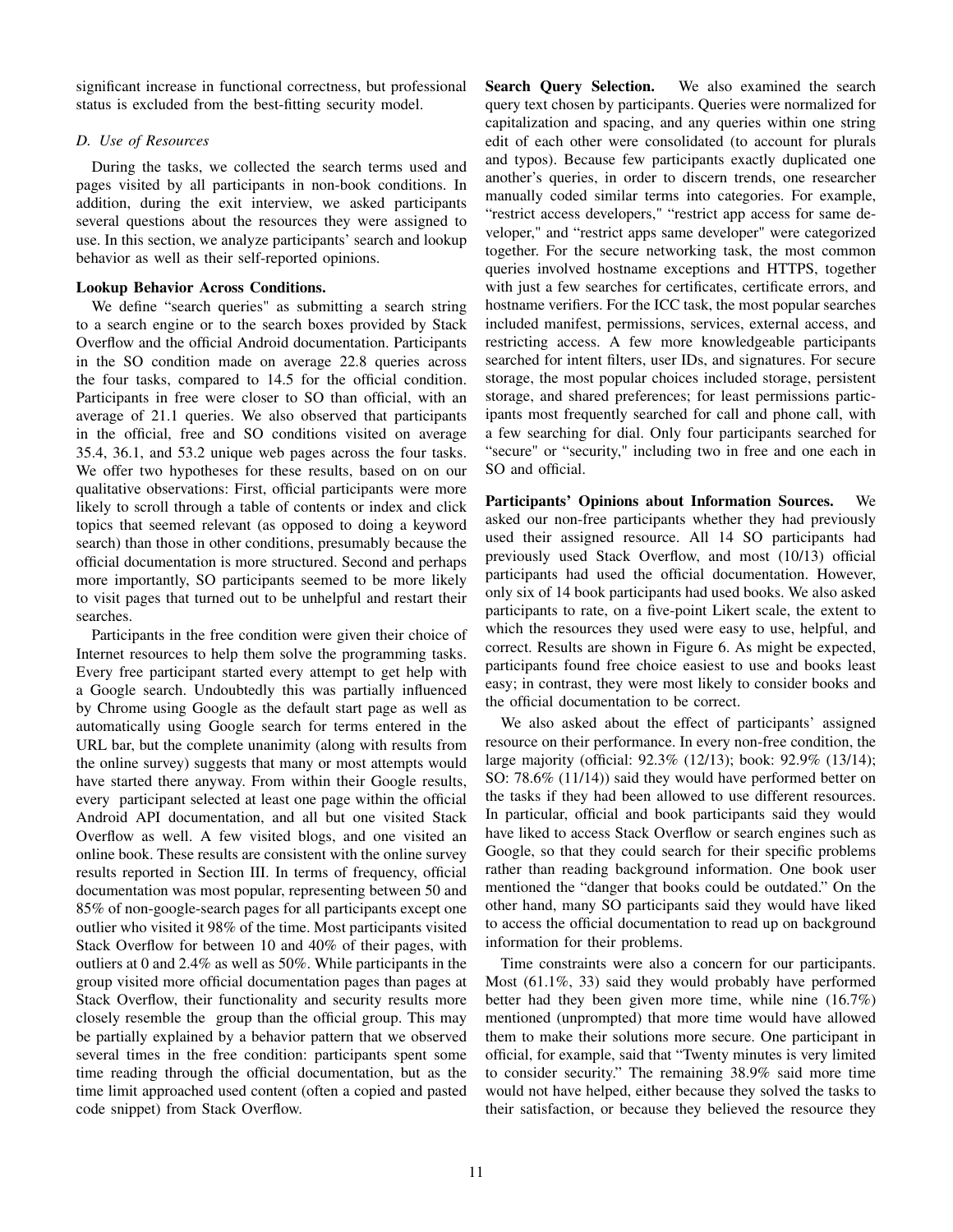significant increase in functional correctness, but professional status is excluded from the best-fitting security model.

### *D. Use of Resources*

During the tasks, we collected the search terms used and pages visited by all participants in non-book conditions. In addition, during the exit interview, we asked participants several questions about the resources they were assigned to use. In this section, we analyze participants' search and lookup behavior as well as their self-reported opinions.

**Lookup Behavior Across Conditions.**

We define "search queries" as submitting a search string to a search engine or to the search boxes provided by Stack Overflow and the official Android documentation. Participants in the SO condition made on average 22.8 queries across the four tasks, compared to 14.5 for the official condition. Participants in free were closer to SO than official, with an average of 21.1 queries. We also observed that participants in the official, free and SO conditions visited on average 35.4, 36.1, and 53.2 unique web pages across the four tasks. We offer two hypotheses for these results, based on on our qualitative observations: First, official participants were more likely to scroll through a table of contents or index and click topics that seemed relevant (as opposed to doing a keyword search) than those in other conditions, presumably because the official documentation is more structured. Second and perhaps more importantly, SO participants seemed to be more likely to visit pages that turned out to be unhelpful and restart their searches.

Participants in the free condition were given their choice of Internet resources to help them solve the programming tasks. Every free participant started every attempt to get help with a Google search. Undoubtedly this was partially influenced by Chrome using Google as the default start page as well as automatically using Google search for terms entered in the URL bar, but the complete unanimity (along with results from the online survey) suggests that many or most attempts would have started there anyway. From within their Google results, every participant selected at least one page within the official Android API documentation, and all but one visited Stack Overflow as well. A few visited blogs, and one visited an online book. These results are consistent with the online survey results reported in Section III. In terms of frequency, official documentation was most popular, representing between 50 and 85% of non-google-search pages for all participants except one outlier who visited it 98% of the time. Most participants visited Stack Overflow for between 10 and 40% of their pages, with outliers at 0 and 2.4% as well as 50%. While participants in the group visited more official documentation pages than pages at Stack Overflow, their functionality and security results more closely resemble the group than the official group. This may be partially explained by a behavior pattern that we observed several times in the free condition: participants spent some time reading through the official documentation, but as the time limit approached used content (often a copied and pasted code snippet) from Stack Overflow.

**Search Query Selection.** We also examined the search query text chosen by participants. Queries were normalized for capitalization and spacing, and any queries within one string edit of each other were consolidated (to account for plurals and typos). Because few participants exactly duplicated one another's queries, in order to discern trends, one researcher manually coded similar terms into categories. For example, "restrict access developers," "restrict app access for same developer," and "restrict apps same developer" were categorized together. For the secure networking task, the most common queries involved hostname exceptions and HTTPS, together with just a few searches for certificates, certificate errors, and hostname verifiers. For the ICC task, the most popular searches included manifest, permissions, services, external access, and restricting access. A few more knowledgeable participants searched for intent filters, user IDs, and signatures. For secure storage, the most popular choices included storage, persistent storage, and shared preferences; for least permissions participants most frequently searched for call and phone call, with a few searching for dial. Only four participants searched for "secure" or "security," including two in free and one each in SO and official.

**Participants' Opinions about Information Sources.** We asked our non-free participants whether they had previously used their assigned resource. All 14 SO participants had previously used Stack Overflow, and most (10/13) official participants had used the official documentation. However, only six of 14 book participants had used books. We also asked participants to rate, on a five-point Likert scale, the extent to which the resources they used were easy to use, helpful, and correct. Results are shown in Figure 6. As might be expected, participants found free choice easiest to use and books least easy; in contrast, they were most likely to consider books and the official documentation to be correct.

We also asked about the effect of participants' assigned resource on their performance. In every non-free condition, the large majority (official: 92.3% (12/13); book: 92.9% (13/14); SO: 78.6% (11/14)) said they would have performed better on the tasks if they had been allowed to use different resources. In particular, official and book participants said they would have liked to access Stack Overflow or search engines such as Google, so that they could search for their specific problems rather than reading background information. One book user mentioned the "danger that books could be outdated." On the other hand, many SO participants said they would have liked to access the official documentation to read up on background information for their problems.

Time constraints were also a concern for our participants. Most (61.1%, 33) said they would probably have performed better had they been given more time, while nine (16.7%) mentioned (unprompted) that more time would have allowed them to make their solutions more secure. One participant in official, for example, said that "Twenty minutes is very limited to consider security." The remaining 38.9% said more time would not have helped, either because they solved the tasks to their satisfaction, or because they believed the resource they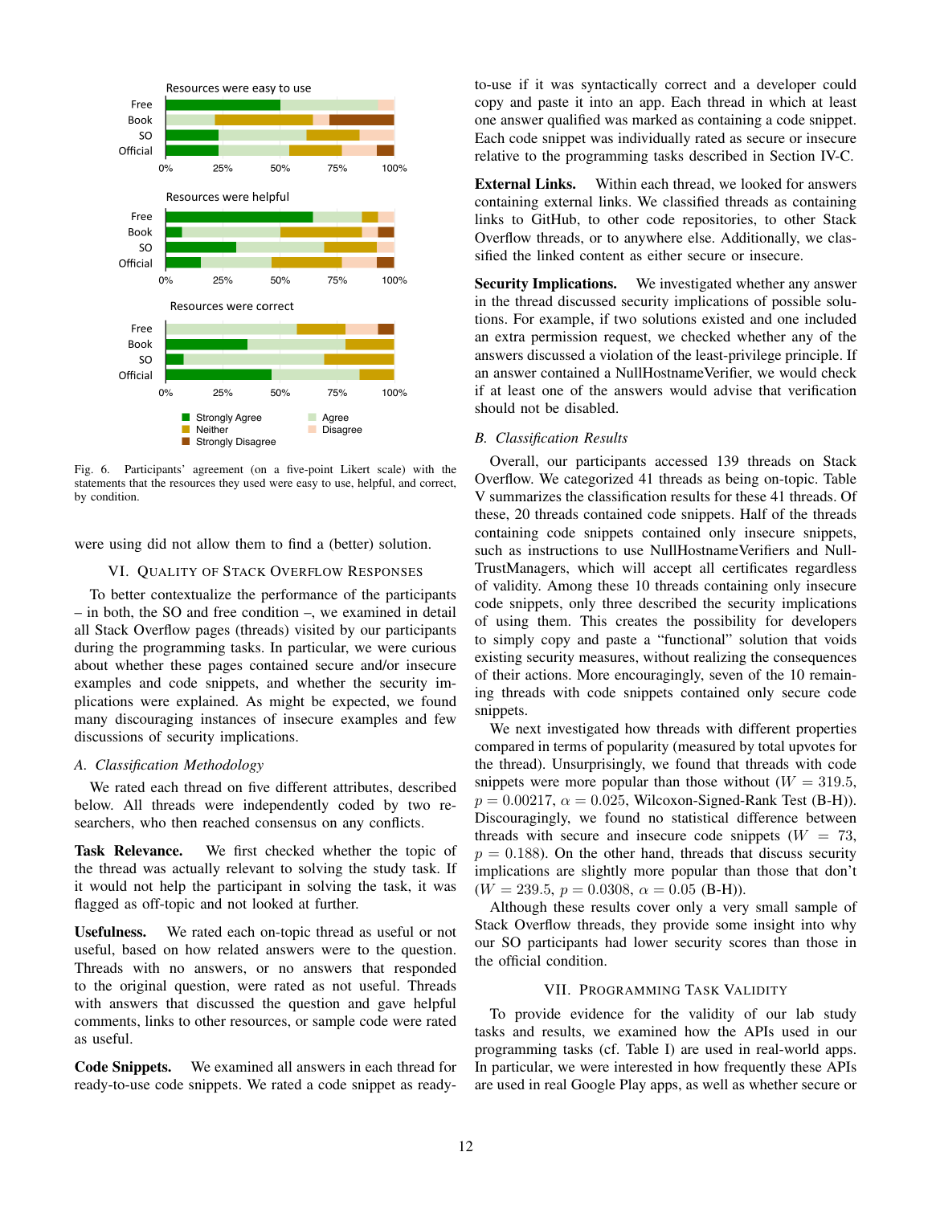Resources were easy to use

Free
Book
SO
Official

0% 25% 50% 75% 100%

Resources were helpful

Free
Book
SO
Official

0% 25% 50% 75% 100%

Resources were correct

Free
Book
SO
Official

0% 25% 50% 75% 100%

Strongly Agree
Agree
Neither
Disagree
Strongly Disagree

Fig. 6. Participants' agreement (on a five-point Likert scale) with the statements that the resources they used were easy to use, helpful, and correct, by condition.

were using did not allow them to find a (better) solution.

## VI. Quality of Stack Overflow Responses

To better contextualize the performance of the participants – in both, the SO and free condition –, we examined in detail all Stack Overflow pages (threads) visited by our participants during the programming tasks. In particular, we were curious about whether these pages contained secure and/or insecure examples and code snippets, and whether the security implications were explained. As might be expected, we found many discouraging instances of insecure examples and few discussions of security implications.

### A. Classification Methodology

We rated each thread on five different attributes, described below. All threads were independently coded by two researchers, who then reached consensus on any conflicts.

**Task Relevance.** We first checked whether the topic of the thread was actually relevant to solving the study task. If it would not help the participant in solving the task, it was flagged as off-topic and not looked at further.

**Usefulness.** We rated each on-topic thread as useful or not useful, based on how related answers were to the question. Threads with no answers, or no answers that responded to the original question, were rated as not useful. Threads with answers that discussed the question and gave helpful comments, links to other resources, or sample code were rated as useful.

**Code Snippets.** We examined all answers in each thread for ready-to-use code snippets. We rated a code snippet as ready-to-use if it was syntactically correct and a developer could copy and paste it into an app. Each thread in which at least one answer qualified was marked as containing a code snippet. Each code snippet was individually rated as secure or insecure relative to the programming tasks described in Section IV-C.

**External Links.** Within each thread, we looked for answers containing external links. We classified threads as containing links to GitHub, to other code repositories, to other Stack Overflow threads, or to anywhere else. Additionally, we classified the linked content as either secure or insecure.

**Security Implications.** We investigated whether any answer in the thread discussed security implications of possible solutions. For example, if two solutions existed and one included an extra permission request, we checked whether any of the answers discussed a violation of the least-privilege principle. If an answer contained a NullHostnameVerifier, we would check if at least one of the answers would advise that verification should not be disabled.

### B. Classification Results

Overall, our participants accessed 139 threads on Stack Overflow. We categorized 41 threads as being on-topic. Table V summarizes the classification results for these 41 threads. Of these, 20 threads contained code snippets. Half of the threads containing code snippets contained only insecure snippets, such as instructions to use NullHostnameVerifiers and NullTrustManagers, which will accept all certificates regardless of validity. Among these 10 threads containing only insecure code snippets, only three described the security implications of using them. This creates the possibility for developers to simply copy and paste a "functional" solution that voids existing security measures, without realizing the consequences of their actions. More encouragingly, seven of the 10 remaining threads with code snippets contained only secure code snippets.

We next investigated how threads with different properties compared in terms of popularity (measured by total upvotes for the thread). Unsurprisingly, we found that threads with code snippets were more popular than those without ($W = 319.5$, $p = 0.00217$, $\alpha = 0.025$, Wilcoxon-Signed-Rank Test (B-H)). Discouragingly, we found no statistical difference between threads with secure and insecure code snippets ($W = 73$, $p = 0.188$). On the other hand, threads that discuss security implications are slightly more popular than those that don't ($W = 239.5$, $p = 0.0308$, $\alpha = 0.05$ (B-H)).

Although these results cover only a very small sample of Stack Overflow threads, they provide some insight into why our SO participants had lower security scores than those in the official condition.

## VII. Programming Task Validity

To provide evidence for the validity of our lab study tasks and results, we examined how the APIs used in our programming tasks (cf. Table I) are used in real-world apps. In particular, we were interested in how frequently these APIs are used in real Google Play apps, as well as whether secure or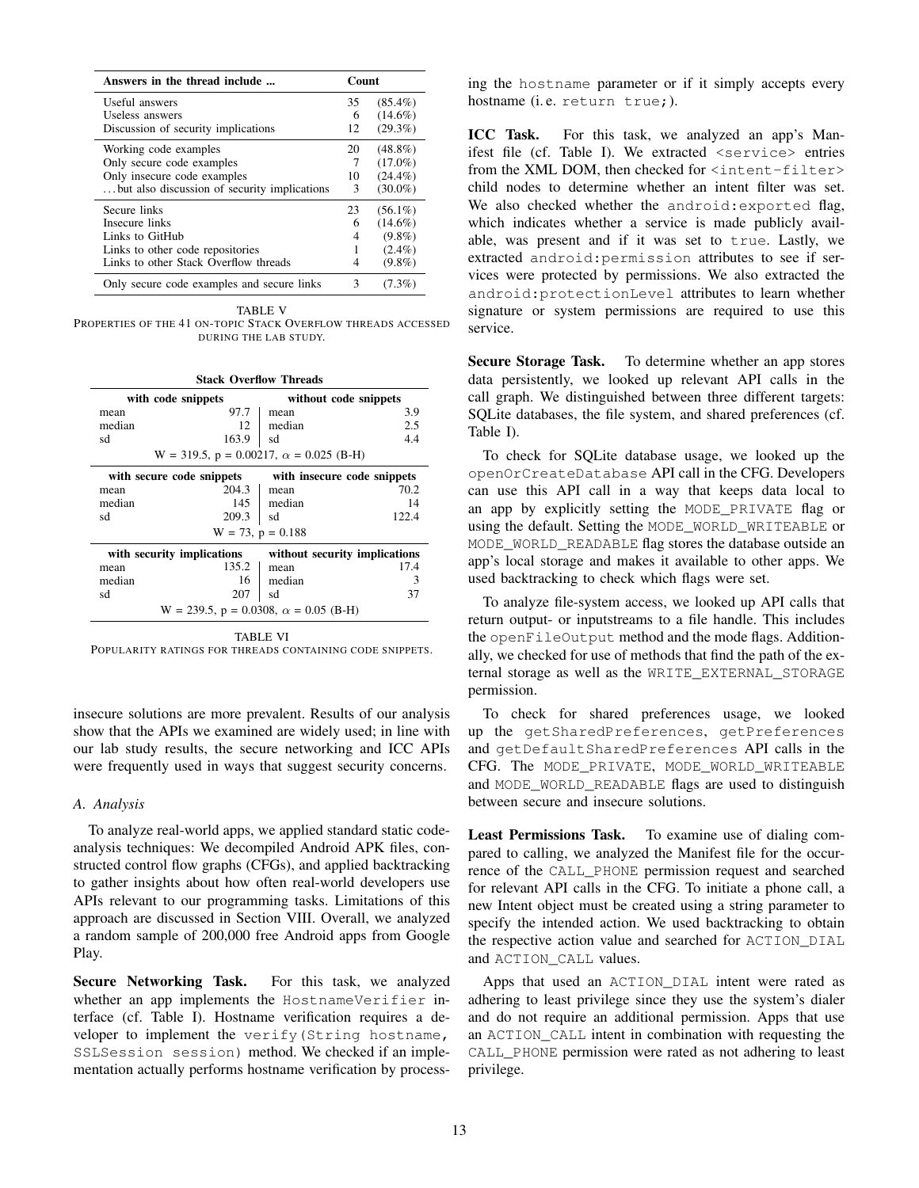| Answers in the thread include ... | Count | |
|---|---|---|
| Useful answers | 35 | (85.4%) |
| Useless answers | 6 | (14.6%) |
| Discussion of security implications | 12 | (29.3%) |
| Working code examples | 20 | (48.8%) |
| Only secure code examples | 7 | (17.0%) |
| Only insecure code examples | 10 | (24.4%) |
| . . . but also discussion of security implications | 3 | (30.0%) |
| Secure links | 23 | (56.1%) |
| Insecure links | 6 | (14.6%) |
| Links to GitHub | 4 | (9.8%) |
| Links to other code repositories | 1 | (2.4%) |
| Links to other Stack Overflow threads | 4 | (9.8%) |
| Only secure code examples and secure links | 3 | (7.3%) |

TABLE V
PROPERTIES OF THE 41 ON-TOPIC STACK OVERFLOW THREADS ACCESSED DURING THE LAB STUDY.

| Stack Overflow Threads | | | |
|---|---|---|---|
| with code snippets | | without code snippets | |
| mean | 97.7 | mean | 3.9 |
| median | 12 | median | 2.5 |
| sd | 163.9 | sd | 4.4 |
| W = 319.5, p = 0.00217, $\alpha$ = 0.025 (B-H) | | | |
| with secure code snippets | | with insecure code snippets | |
| mean | 204.3 | mean | 70.2 |
| median | 145 | median | 14 |
| sd | 209.3 | sd | 122.4 |
| W = 73, p = 0.188 | | | |
| with security implications | | without security implications | |
| mean | 135.2 | mean | 17.4 |
| median | 16 | median | 3 |
| sd | 207 | sd | 37 |
| W = 239.5, p = 0.0308, $\alpha$ = 0.05 (B-H) | | | |

TABLE VI
POPULARITY RATINGS FOR THREADS CONTAINING CODE SNIPPETS.

insecure solutions are more prevalent. Results of our analysis show that the APIs we examined are widely used; in line with our lab study results, the secure networking and ICC APIs were frequently used in ways that suggest security concerns.

### A. Analysis

To analyze real-world apps, we applied standard static code-analysis techniques: We decompiled Android APK files, constructed control flow graphs (CFGs), and applied backtracking to gather insights about how often real-world developers use APIs relevant to our programming tasks. Limitations of this approach are discussed in Section VIII. Overall, we analyzed a random sample of 200,000 free Android apps from Google Play.

**Secure Networking Task.** For this task, we analyzed whether an app implements the `HostnameVerifier` interface (cf. Table I). Hostname verification requires a developer to implement the `verify(String hostname, SSLSession session)` method. We checked if an implementation actually performs hostname verification by processing the `hostname` parameter or if it simply accepts every hostname (i. e. `return true;`).

**ICC Task.** For this task, we analyzed an app's Manifest file (cf. Table I). We extracted `<service>` entries from the XML DOM, then checked for `<intent-filter>` child nodes to determine whether an intent filter was set. We also checked whether the `android:exported` flag, which indicates whether a service is made publicly available, was present and if it was set to `true`. Lastly, we extracted `android:permission` attributes to see if services were protected by permissions. We also extracted the `android:protectionLevel` attributes to learn whether signature or system permissions are required to use this service.

**Secure Storage Task.** To determine whether an app stores data persistently, we looked up relevant API calls in the call graph. We distinguished between three different targets: SQLite databases, the file system, and shared preferences (cf. Table I).

To check for SQLite database usage, we looked up the `openOrCreateDatabase` API call in the CFG. Developers can use this API call in a way that keeps data local to an app by explicitly setting the `MODE_PRIVATE` flag or using the default. Setting the `MODE_WORLD_WRITEABLE` or `MODE_WORLD_READABLE` flag stores the database outside an app's local storage and makes it available to other apps. We used backtracking to check which flags were set.

To analyze file-system access, we looked up API calls that return output- or inputstreams to a file handle. This includes the `openFileOutput` method and the mode flags. Additionally, we checked for use of methods that find the path of the external storage as well as the `WRITE_EXTERNAL_STORAGE` permission.

To check for shared preferences usage, we looked up the `getSharedPreferences`, `getPreferences` and `getDefaultSharedPreferences` API calls in the CFG. The `MODE_PRIVATE`, `MODE_WORLD_WRITEABLE` and `MODE_WORLD_READABLE` flags are used to distinguish between secure and insecure solutions.

**Least Permissions Task.** To examine use of dialing compared to calling, we analyzed the Manifest file for the occurrence of the `CALL_PHONE` permission request and searched for relevant API calls in the CFG. To initiate a phone call, a new Intent object must be created using a string parameter to specify the intended action. We used backtracking to obtain the respective action value and searched for `ACTION_DIAL` and `ACTION_CALL` values.

Apps that used an `ACTION_DIAL` intent were rated as adhering to least privilege since they use the system's dialer and do not require an additional permission. Apps that use an `ACTION_CALL` intent in combination with requesting the `CALL_PHONE` permission were rated as not adhering to least privilege.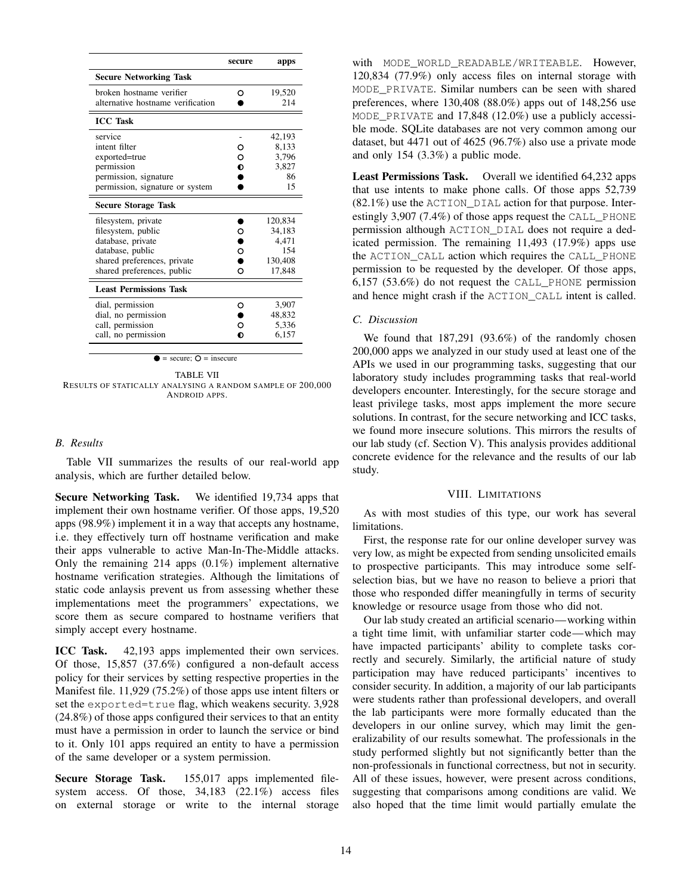| | secure | apps |
|---|---|---|
| **Secure Networking Task** | | |
| broken hostname verifier | ○ | 19,520 |
| alternative hostname verification | ● | 214 |
| **ICC Task** | | |
| service | - | 42,193 |
| intent filter | ○ | 8,133 |
| exported=true | ○ | 3,796 |
| permission | ◐ | 3,827 |
| permission, signature | ● | 86 |
| permission, signature or system | ● | 15 |
| **Secure Storage Task** | | |
| filesystem, private | ● | 120,834 |
| filesystem, public | ○ | 34,183 |
| database, private | ● | 4,471 |
| database, public | ○ | 154 |
| shared preferences, private | ● | 130,408 |
| shared preferences, public | ○ | 17,848 |
| **Least Permissions Task** | | |
| dial, permission | ○ | 3,907 |
| dial, no permission | ● | 48,832 |
| call, permission | ○ | 5,336 |
| call, no permission | ◐ | 6,157 |

● = secure; ○ = insecure

TABLE VII
RESULTS OF STATICALLY ANALYSING A RANDOM SAMPLE OF 200,000 ANDROID APPS.

### *B. Results*

Table VII summarizes the results of our real-world app analysis, which are further detailed below.

**Secure Networking Task.** We identified 19,734 apps that implement their own hostname verifier. Of those apps, 19,520 apps (98.9%) implement it in a way that accepts any hostname, i.e. they effectively turn off hostname verification and make their apps vulnerable to active Man-In-The-Middle attacks. Only the remaining 214 apps (0.1%) implement alternative hostname verification strategies. Although the limitations of static code anlaysis prevent us from assessing whether these implementations meet the programmers' expectations, we score them as secure compared to hostname verifiers that simply accept every hostname.

**ICC Task.** 42,193 apps implemented their own services. Of those, 15,857 (37.6%) configured a non-default access policy for their services by setting respective properties in the Manifest file. 11,929 (75.2%) of those apps use intent filters or set the `exported=true` flag, which weakens security. 3,928 (24.8%) of those apps configured their services to that an entity must have a permission in order to launch the service or bind to it. Only 101 apps required an entity to have a permission of the same developer or a system permission.

**Secure Storage Task.** 155,017 apps implemented filesystem access. Of those, 34,183 (22.1%) access files on external storage or write to the internal storage with `MODE_WORLD_READABLE/WRITEABLE`. However, 120,834 (77.9%) only access files on internal storage with `MODE_PRIVATE`. Similar numbers can be seen with shared preferences, where 130,408 (88.0%) apps out of 148,256 use `MODE_PRIVATE` and 17,848 (12.0%) use a publicly accessible mode. SQLite databases are not very common among our dataset, but 4471 out of 4625 (96.7%) also use a private mode and only 154 (3.3%) a public mode.

**Least Permissions Task.** Overall we identified 64,232 apps that use intents to make phone calls. Of those apps 52,739 (82.1%) use the `ACTION_DIAL` action for that purpose. Interestingly 3,907 (7.4%) of those apps request the `CALL_PHONE` permission although `ACTION_DIAL` does not require a dedicated permission. The remaining 11,493 (17.9%) apps use the `ACTION_CALL` action which requires the `CALL_PHONE` permission to be requested by the developer. Of those apps, 6,157 (53.6%) do not request the `CALL_PHONE` permission and hence might crash if the `ACTION_CALL` intent is called.

### *C. Discussion*

We found that 187,291 (93.6%) of the randomly chosen 200,000 apps we analyzed in our study used at least one of the APIs we used in our programming tasks, suggesting that our laboratory study includes programming tasks that real-world developers encounter. Interestingly, for the secure storage and least privilege tasks, most apps implement the more secure solutions. In contrast, for the secure networking and ICC tasks, we found more insecure solutions. This mirrors the results of our lab study (cf. Section V). This analysis provides additional concrete evidence for the relevance and the results of our lab study.

## VIII. LIMITATIONS

As with most studies of this type, our work has several limitations.

First, the response rate for our online developer survey was very low, as might be expected from sending unsolicited emails to prospective participants. This may introduce some self-selection bias, but we have no reason to believe a priori that those who responded differ meaningfully in terms of security knowledge or resource usage from those who did not.

Our lab study created an artificial scenario—working within a tight time limit, with unfamiliar starter code—which may have impacted participants' ability to complete tasks correctly and securely. Similarly, the artificial nature of study participation may have reduced participants' incentives to consider security. In addition, a majority of our lab participants were students rather than professional developers, and overall the lab participants were more formally educated than the developers in our online survey, which may limit the generalizability of our results somewhat. The professionals in the study performed slightly but not significantly better than the non-professionals in functional correctness, but not in security. All of these issues, however, were present across conditions, suggesting that comparisons among conditions are valid. We also hoped that the time limit would partially emulate the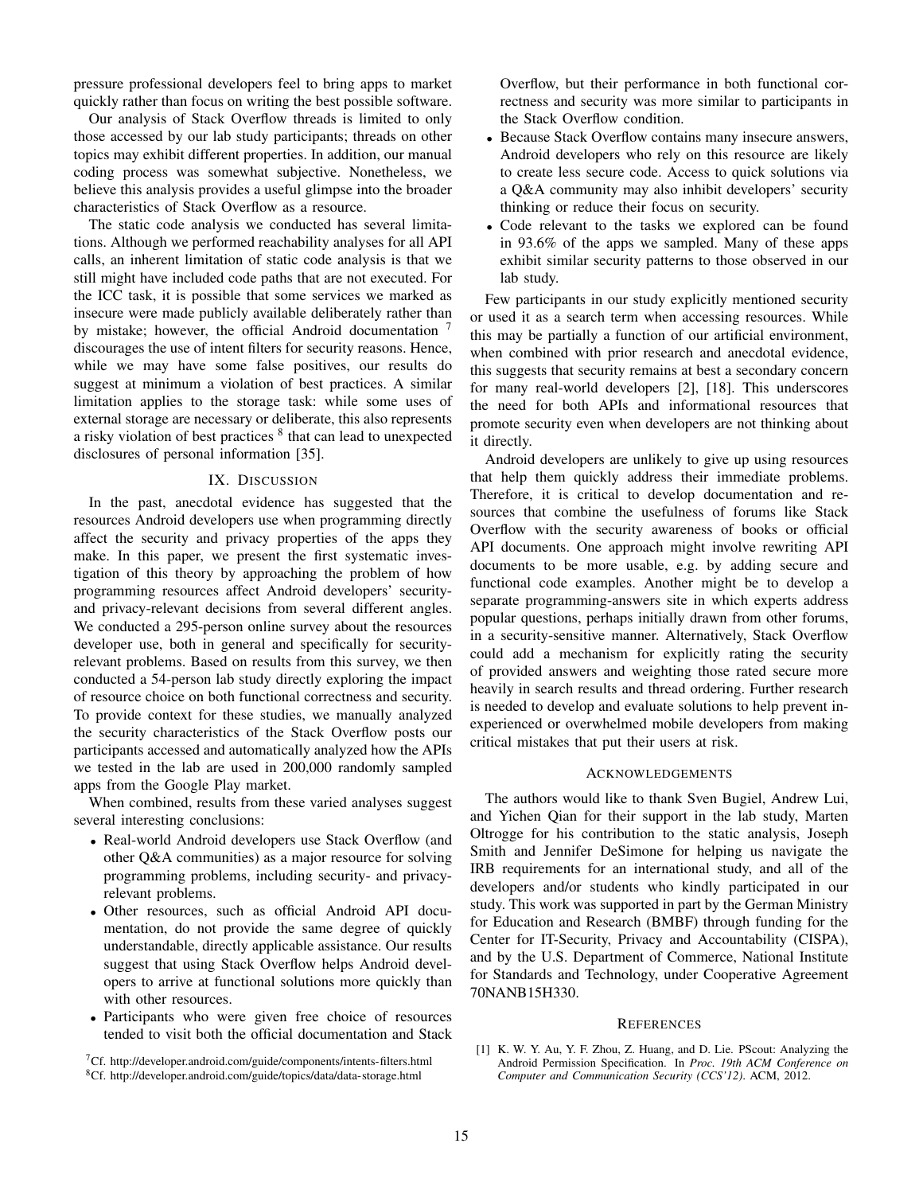pressure professional developers feel to bring apps to market quickly rather than focus on writing the best possible software.

Our analysis of Stack Overflow threads is limited to only those accessed by our lab study participants; threads on other topics may exhibit different properties. In addition, our manual coding process was somewhat subjective. Nonetheless, we believe this analysis provides a useful glimpse into the broader characteristics of Stack Overflow as a resource.

The static code analysis we conducted has several limitations. Although we performed reachability analyses for all API calls, an inherent limitation of static code analysis is that we still might have included code paths that are not executed. For the ICC task, it is possible that some services we marked as insecure were made publicly available deliberately rather than by mistake; however, the official Android documentation [7] discourages the use of intent filters for security reasons. Hence, while we may have some false positives, our results do suggest at minimum a violation of best practices. A similar limitation applies to the storage task: while some uses of external storage are necessary or deliberate, this also represents a risky violation of best practices [8] that can lead to unexpected disclosures of personal information [35].

## IX. Discussion

In the past, anecdotal evidence has suggested that the resources Android developers use when programming directly affect the security and privacy properties of the apps they make. In this paper, we present the first systematic investigation of this theory by approaching the problem of how programming resources affect Android developers' security- and privacy-relevant decisions from several different angles. We conducted a 295-person online survey about the resources developer use, both in general and specifically for security-relevant problems. Based on results from this survey, we then conducted a 54-person lab study directly exploring the impact of resource choice on both functional correctness and security. To provide context for these studies, we manually analyzed the security characteristics of the Stack Overflow posts our participants accessed and automatically analyzed how the APIs we tested in the lab are used in 200,000 randomly sampled apps from the Google Play market.

When combined, results from these varied analyses suggest several interesting conclusions:

- Real-world Android developers use Stack Overflow (and other Q&A communities) as a major resource for solving programming problems, including security- and privacy-relevant problems.
- Other resources, such as official Android API documentation, do not provide the same degree of quickly understandable, directly applicable assistance. Our results suggest that using Stack Overflow helps Android developers to arrive at functional solutions more quickly than with other resources.
- Participants who were given free choice of resources tended to visit both the official documentation and Stack Overflow, but their performance in both functional correctness and security was more similar to participants in the Stack Overflow condition.
- Because Stack Overflow contains many insecure answers, Android developers who rely on this resource are likely to create less secure code. Access to quick solutions via a Q&A community may also inhibit developers' security thinking or reduce their focus on security.
- Code relevant to the tasks we explored can be found in 93.6% of the apps we sampled. Many of these apps exhibit similar security patterns to those observed in our lab study.

Few participants in our study explicitly mentioned security or used it as a search term when accessing resources. While this may be partially a function of our artificial environment, when combined with prior research and anecdotal evidence, this suggests that security remains at best a secondary concern for many real-world developers [2], [18]. This underscores the need for both APIs and informational resources that promote security even when developers are not thinking about it directly.

Android developers are unlikely to give up using resources that help them quickly address their immediate problems. Therefore, it is critical to develop documentation and resources that combine the usefulness of forums like Stack Overflow with the security awareness of books or official API documents. One approach might involve rewriting API documents to be more usable, e.g. by adding secure and functional code examples. Another might be to develop a separate programming-answers site in which experts address popular questions, perhaps initially drawn from other forums, in a security-sensitive manner. Alternatively, Stack Overflow could add a mechanism for explicitly rating the security of provided answers and weighting those rated secure more heavily in search results and thread ordering. Further research is needed to develop and evaluate solutions to help prevent inexperienced or overwhelmed mobile developers from making critical mistakes that put their users at risk.

## Acknowledgements

The authors would like to thank Sven Bugiel, Andrew Lui, and Yichen Qian for their support in the lab study, Marten Oltrogge for his contribution to the static analysis, Joseph Smith and Jennifer DeSimone for helping us navigate the IRB requirements for an international study, and all of the developers and/or students who kindly participated in our study. This work was supported in part by the German Ministry for Education and Research (BMBF) through funding for the Center for IT-Security, Privacy and Accountability (CISPA), and by the U.S. Department of Commerce, National Institute for Standards and Technology, under Cooperative Agreement 70NANB15H330.

## References

[1] K. W. Y. Au, Y. F. Zhou, Z. Huang, and D. Lie. PScout: Analyzing the Android Permission Specification. In *Proc. 19th ACM Conference on Computer and Communication Security (CCS'12)*. ACM, 2012.

[7] Cf. http://developer.android.com/guide/components/intents-filters.html

[8] Cf. http://developer.android.com/guide/topics/data/data-storage.html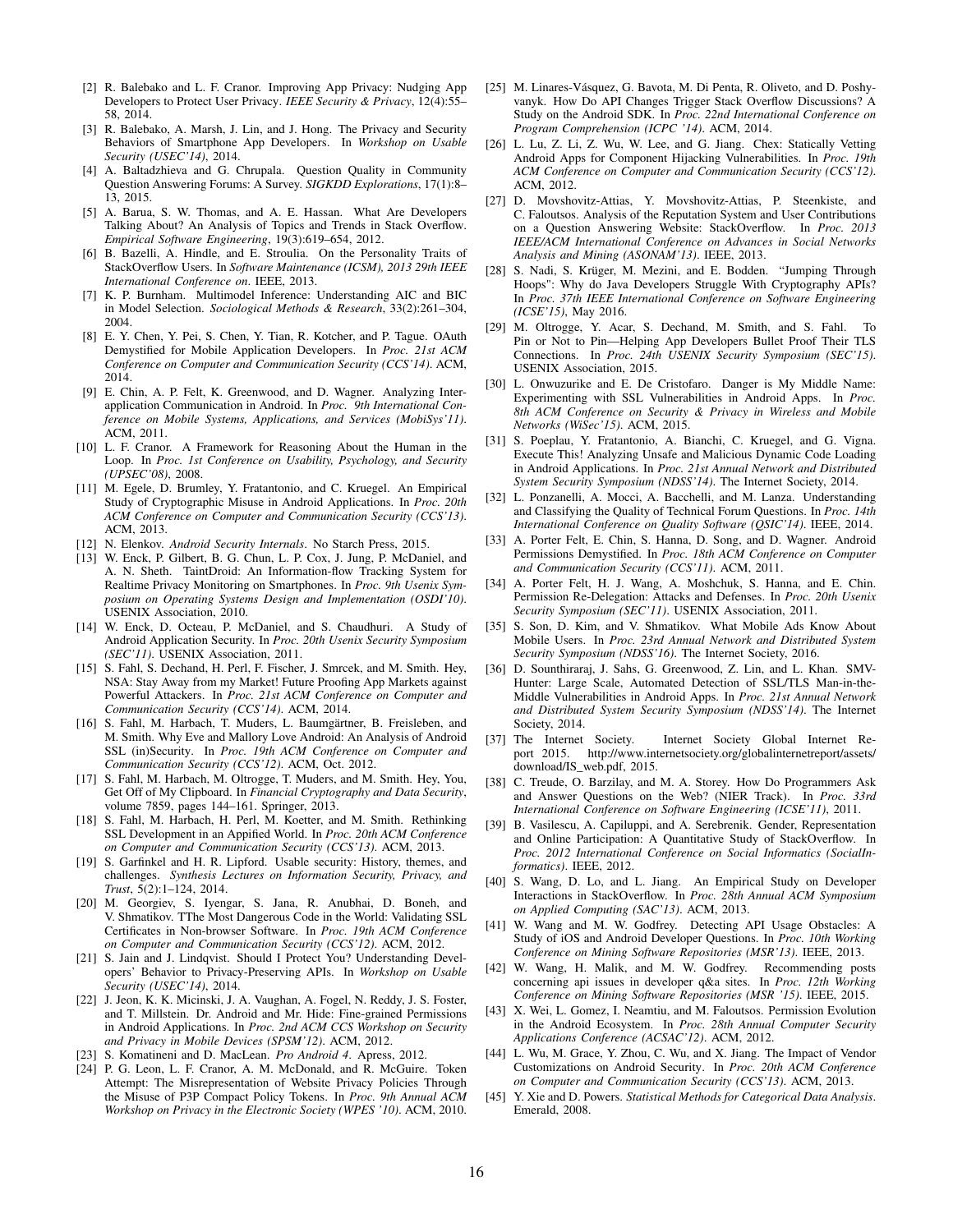[2] R. Balebako and L. F. Cranor. Improving App Privacy: Nudging App Developers to Protect User Privacy. *IEEE Security & Privacy*, 12(4):55–58, 2014.

[3] R. Balebako, A. Marsh, J. Lin, and J. Hong. The Privacy and Security Behaviors of Smartphone App Developers. In *Workshop on Usable Security (USEC'14)*, 2014.

[4] A. Baltadzhieva and G. Chrupala. Question Quality in Community Question Answering Forums: A Survey. *SIGKDD Explorations*, 17(1):8–13, 2015.

[5] A. Barua, S. W. Thomas, and A. E. Hassan. What Are Developers Talking About? An Analysis of Topics and Trends in Stack Overflow. *Empirical Software Engineering*, 19(3):619–654, 2012.

[6] B. Bazelli, A. Hindle, and E. Stroulia. On the Personality Traits of StackOverflow Users. In *Software Maintenance (ICSM), 2013 29th IEEE International Conference on*. IEEE, 2013.

[7] K. P. Burnham. Multimodel Inference: Understanding AIC and BIC in Model Selection. *Sociological Methods & Research*, 33(2):261–304, 2004.

[8] E. Y. Chen, Y. Pei, S. Chen, Y. Tian, R. Kotcher, and P. Tague. OAuth Demystified for Mobile Application Developers. In *Proc. 21st ACM Conference on Computer and Communication Security (CCS'14)*. ACM, 2014.

[9] E. Chin, A. P. Felt, K. Greenwood, and D. Wagner. Analyzing Inter-application Communication in Android. In *Proc. 9th International Conference on Mobile Systems, Applications, and Services (MobiSys'11)*. ACM, 2011.

[10] L. F. Cranor. A Framework for Reasoning About the Human in the Loop. In *Proc. 1st Conference on Usability, Psychology, and Security (UPSEC'08)*, 2008.

[11] M. Egele, D. Brumley, Y. Fratantonio, and C. Kruegel. An Empirical Study of Cryptographic Misuse in Android Applications. In *Proc. 20th ACM Conference on Computer and Communication Security (CCS'13)*. ACM, 2013.

[12] N. Elenkov. *Android Security Internals*. No Starch Press, 2015.

[13] W. Enck, P. Gilbert, B. G. Chun, L. P. Cox, J. Jung, P. McDaniel, and A. N. Sheth. TaintDroid: An Information-flow Tracking System for Realtime Privacy Monitoring on Smartphones. In *Proc. 9th Usenix Symposium on Operating Systems Design and Implementation (OSDI'10)*. USENIX Association, 2010.

[14] W. Enck, D. Octeau, P. McDaniel, and S. Chaudhuri. A Study of Android Application Security. In *Proc. 20th Usenix Security Symposium (SEC'11)*. USENIX Association, 2011.

[15] S. Fahl, S. Dechand, H. Perl, F. Fischer, J. Smrcek, and M. Smith. Hey, NSA: Stay Away from my Market! Future Proofing App Markets against Powerful Attackers. In *Proc. 21st ACM Conference on Computer and Communication Security (CCS'14)*. ACM, 2014.

[16] S. Fahl, M. Harbach, T. Muders, L. Baumgärtner, B. Freisleben, and M. Smith. Why Eve and Mallory Love Android: An Analysis of Android SSL (in)Security. In *Proc. 19th ACM Conference on Computer and Communication Security (CCS'12)*. ACM, Oct. 2012.

[17] S. Fahl, M. Harbach, M. Oltrogge, T. Muders, and M. Smith. Hey, You, Get Off of My Clipboard. In *Financial Cryptography and Data Security*, volume 7859, pages 144–161. Springer, 2013.

[18] S. Fahl, M. Harbach, H. Perl, M. Koetter, and M. Smith. Rethinking SSL Development in an Appified World. In *Proc. 20th ACM Conference on Computer and Communication Security (CCS'13)*. ACM, 2013.

[19] S. Garfinkel and H. R. Lipford. Usable security: History, themes, and challenges. *Synthesis Lectures on Information Security, Privacy, and Trust*, 5(2):1–124, 2014.

[20] M. Georgiev, S. Iyengar, S. Jana, R. Anubhai, D. Boneh, and V. Shmatikov. TThe Most Dangerous Code in the World: Validating SSL Certificates in Non-browser Software. In *Proc. 19th ACM Conference on Computer and Communication Security (CCS'12)*. ACM, 2012.

[21] S. Jain and J. Lindqvist. Should I Protect You? Understanding Developers' Behavior to Privacy-Preserving APIs. In *Workshop on Usable Security (USEC'14)*, 2014.

[22] J. Jeon, K. K. Micinski, J. A. Vaughan, A. Fogel, N. Reddy, J. S. Foster, and T. Millstein. Dr. Android and Mr. Hide: Fine-grained Permissions in Android Applications. In *Proc. 2nd ACM CCS Workshop on Security and Privacy in Mobile Devices (SPSM'12)*. ACM, 2012.

[23] S. Komatineni and D. MacLean. *Pro Android 4*. Apress, 2012.

[24] P. G. Leon, L. F. Cranor, A. M. McDonald, and R. McGuire. Token Attempt: The Misrepresentation of Website Privacy Policies Through the Misuse of P3P Compact Policy Tokens. In *Proc. 9th Annual ACM Workshop on Privacy in the Electronic Society (WPES '10)*. ACM, 2010.

[25] M. Linares-Vásquez, G. Bavota, M. Di Penta, R. Oliveto, and D. Poshyvanyk. How Do API Changes Trigger Stack Overflow Discussions? A Study on the Android SDK. In *Proc. 22nd International Conference on Program Comprehension (ICPC '14)*. ACM, 2014.

[26] L. Lu, Z. Li, Z. Wu, W. Lee, and G. Jiang. Chex: Statically Vetting Android Apps for Component Hijacking Vulnerabilities. In *Proc. 19th ACM Conference on Computer and Communication Security (CCS'12)*. ACM, 2012.

[27] D. Movshovitz-Attias, Y. Movshovitz-Attias, P. Steenkiste, and C. Faloutsos. Analysis of the Reputation System and User Contributions on a Question Answering Website: StackOverflow. In *Proc. 2013 IEEE/ACM International Conference on Advances in Social Networks Analysis and Mining (ASONAM'13)*. IEEE, 2013.

[28] S. Nadi, S. Krüger, M. Mezini, and E. Bodden. "Jumping Through Hoops": Why do Java Developers Struggle With Cryptography APIs? In *Proc. 37th IEEE International Conference on Software Engineering (ICSE'15)*, May 2016.

[29] M. Oltrogge, Y. Acar, S. Dechand, M. Smith, and S. Fahl. To Pin or Not to Pin—Helping App Developers Bullet Proof Their TLS Connections. In *Proc. 24th USENIX Security Symposium (SEC'15)*. USENIX Association, 2015.

[30] L. Onwuzurike and E. De Cristofaro. Danger is My Middle Name: Experimenting with SSL Vulnerabilities in Android Apps. In *Proc. 8th ACM Conference on Security & Privacy in Wireless and Mobile Networks (WiSec'15)*. ACM, 2015.

[31] S. Poeplau, Y. Fratantonio, A. Bianchi, C. Kruegel, and G. Vigna. Execute This! Analyzing Unsafe and Malicious Dynamic Code Loading in Android Applications. In *Proc. 21st Annual Network and Distributed System Security Symposium (NDSS'14)*. The Internet Society, 2014.

[32] L. Ponzanelli, A. Mocci, A. Bacchelli, and M. Lanza. Understanding and Classifying the Quality of Technical Forum Questions. In *Proc. 14th International Conference on Quality Software (QSIC'14)*. IEEE, 2014.

[33] A. Porter Felt, E. Chin, S. Hanna, D. Song, and D. Wagner. Android Permissions Demystified. In *Proc. 18th ACM Conference on Computer and Communication Security (CCS'11)*. ACM, 2011.

[34] A. Porter Felt, H. J. Wang, A. Moshchuk, S. Hanna, and E. Chin. Permission Re-Delegation: Attacks and Defenses. In *Proc. 20th Usenix Security Symposium (SEC'11)*. USENIX Association, 2011.

[35] S. Son, D. Kim, and V. Shmatikov. What Mobile Ads Know About Mobile Users. In *Proc. 23rd Annual Network and Distributed System Security Symposium (NDSS'16)*. The Internet Society, 2016.

[36] D. Sounthiraraj, J. Sahs, G. Greenwood, Z. Lin, and L. Khan. SMV-Hunter: Large Scale, Automated Detection of SSL/TLS Man-in-the-Middle Vulnerabilities in Android Apps. In *Proc. 21st Annual Network and Distributed System Security Symposium (NDSS'14)*. The Internet Society, 2014.

[37] The Internet Society. Internet Society Global Internet Report 2015. http://www.internetsociety.org/globalinternetreport/assets/download/IS_web.pdf, 2015.

[38] C. Treude, O. Barzilay, and M. A. Storey. How Do Programmers Ask and Answer Questions on the Web? (NIER Track). In *Proc. 33rd International Conference on Software Engineering (ICSE'11)*, 2011.

[39] B. Vasilescu, A. Capiluppi, and A. Serebrenik. Gender, Representation and Online Participation: A Quantitative Study of StackOverflow. In *Proc. 2012 International Conference on Social Informatics (SocialInformatics)*. IEEE, 2012.

[40] S. Wang, D. Lo, and L. Jiang. An Empirical Study on Developer Interactions in StackOverflow. In *Proc. 28th Annual ACM Symposium on Applied Computing (SAC'13)*. ACM, 2013.

[41] W. Wang and M. W. Godfrey. Detecting API Usage Obstacles: A Study of iOS and Android Developer Questions. In *Proc. 10th Working Conference on Mining Software Repositories (MSR'13)*. IEEE, 2013.

[42] W. Wang, H. Malik, and M. W. Godfrey. Recommending posts concerning api issues in developer q&a sites. In *Proc. 12th Working Conference on Mining Software Repositories (MSR '15)*. IEEE, 2015.

[43] X. Wei, L. Gomez, I. Neamtiu, and M. Faloutsos. Permission Evolution in the Android Ecosystem. In *Proc. 28th Annual Computer Security Applications Conference (ACSAC'12)*. ACM, 2012.

[44] L. Wu, M. Grace, Y. Zhou, C. Wu, and X. Jiang. The Impact of Vendor Customizations on Android Security. In *Proc. 20th ACM Conference on Computer and Communication Security (CCS'13)*. ACM, 2013.

[45] Y. Xie and D. Powers. *Statistical Methods for Categorical Data Analysis*. Emerald, 2008.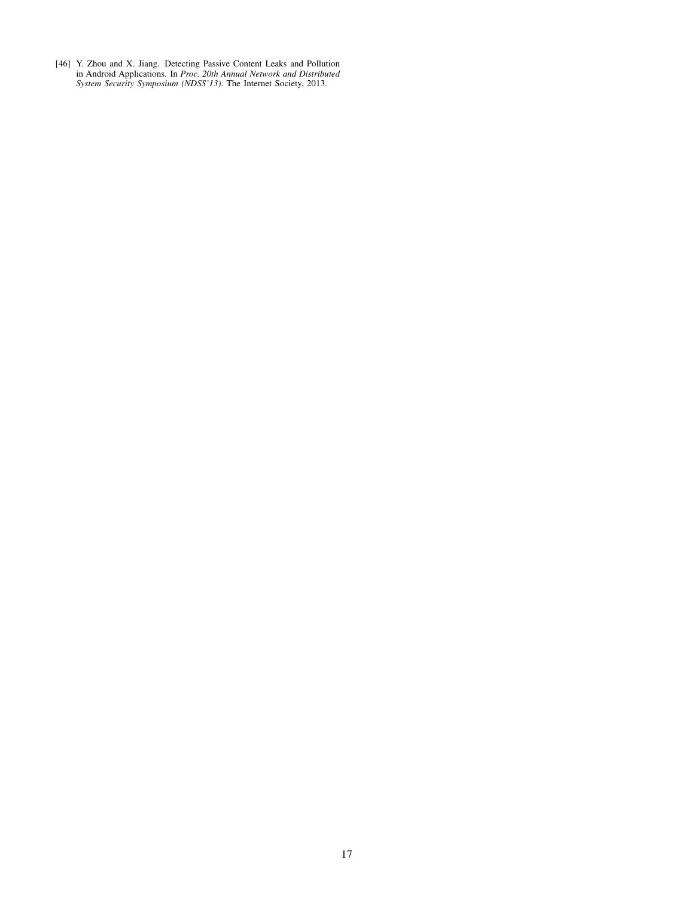[46] Y. Zhou and X. Jiang. Detecting Passive Content Leaks and Pollution in Android Applications. In *Proc. 20th Annual Network and Distributed System Security Symposium (NDSS'13)*. The Internet Society, 2013.